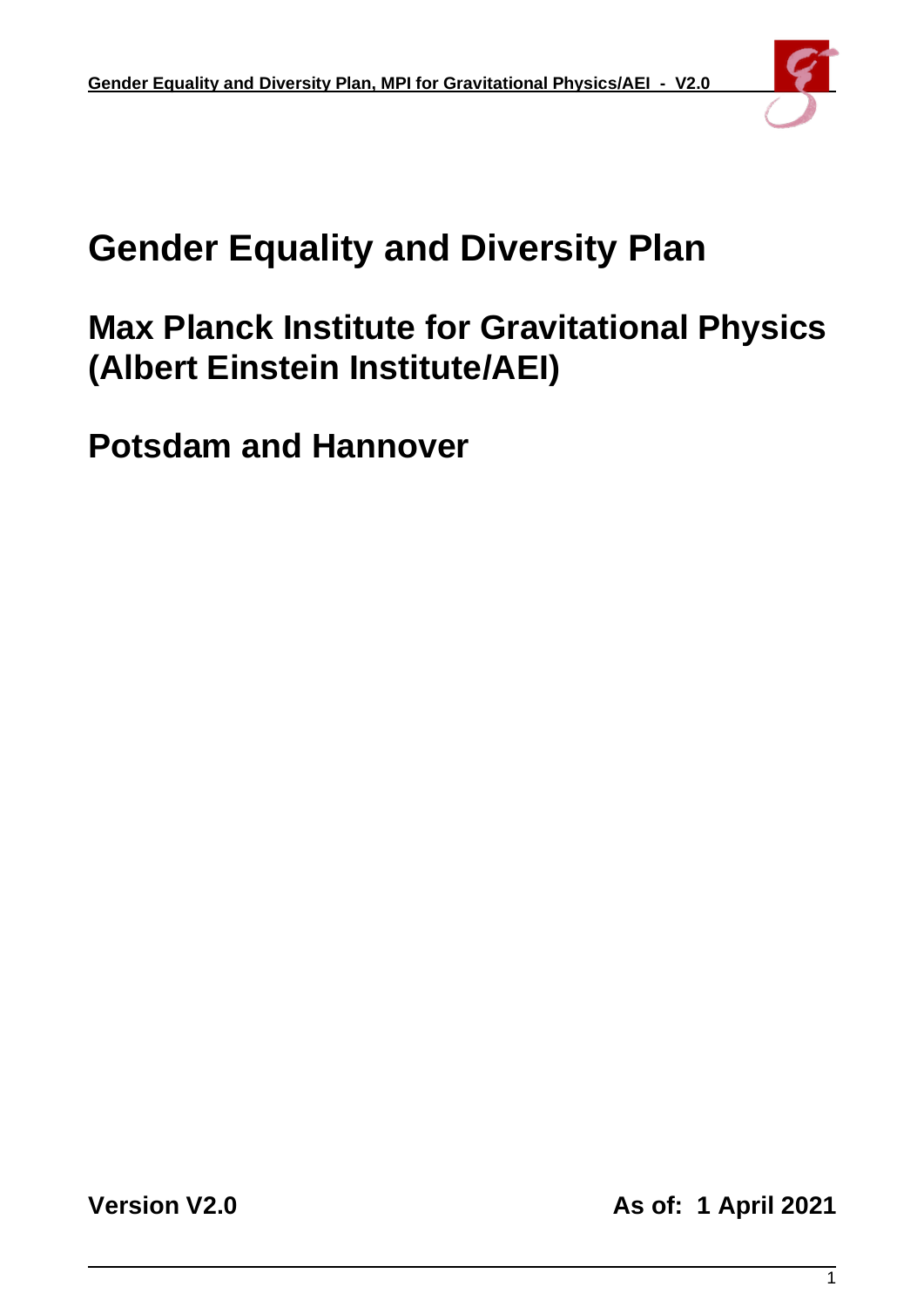# Gender Equality and Diversity Plan

## Max Planck Institute for Gravitational Physics (Albert Einstein Institute/AEI)

## Potsdam and Hannover

**Version V2.0** **As of: 1 April 2021**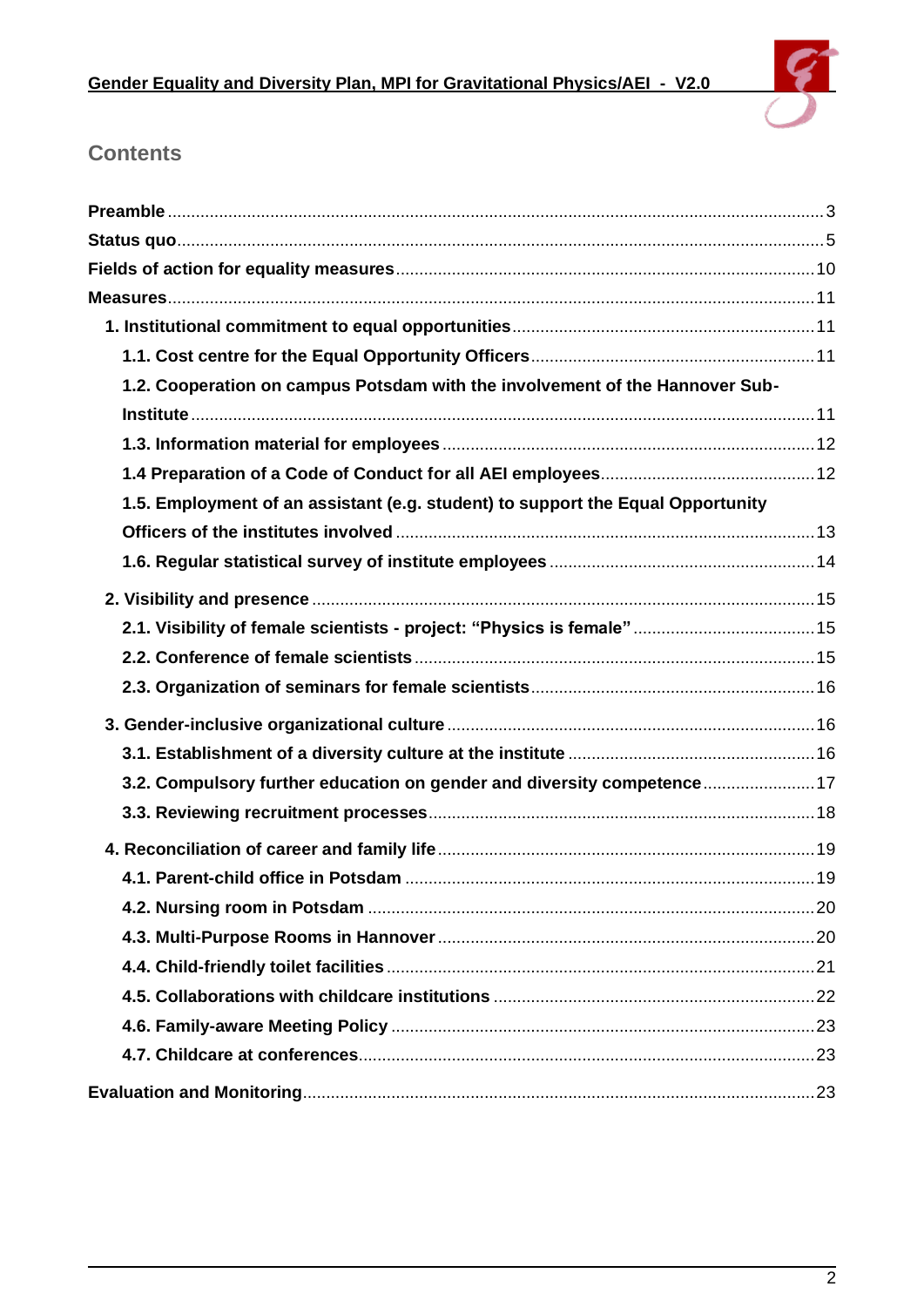## Contents

**Preamble** ... 3

**Status quo** ... 5

**Fields of action for equality measures** ... 10

**Measures** ... 11

- **1. Institutional commitment to equal opportunities** ... 11
  - **1.1. Cost centre for the Equal Opportunity Officers** ... 11
  - **1.2. Cooperation on campus Potsdam with the involvement of the Hannover Sub-Institute** ... 11
  - **1.3. Information material for employees** ... 12
  - **1.4 Preparation of a Code of Conduct for all AEI employees** ... 12
  - **1.5. Employment of an assistant (e.g. student) to support the Equal Opportunity Officers of the institutes involved** ... 13
  - **1.6. Regular statistical survey of institute employees** ... 14
- **2. Visibility and presence** ... 15
  - **2.1. Visibility of female scientists - project: "Physics is female"** ... 15
  - **2.2. Conference of female scientists** ... 15
  - **2.3. Organization of seminars for female scientists** ... 16
- **3. Gender-inclusive organizational culture** ... 16
  - **3.1. Establishment of a diversity culture at the institute** ... 16
  - **3.2. Compulsory further education on gender and diversity competence** ... 17
  - **3.3. Reviewing recruitment processes** ... 18
- **4. Reconciliation of career and family life** ... 19
  - **4.1. Parent-child office in Potsdam** ... 19
  - **4.2. Nursing room in Potsdam** ... 20
  - **4.3. Multi-Purpose Rooms in Hannover** ... 20
  - **4.4. Child-friendly toilet facilities** ... 21
  - **4.5. Collaborations with childcare institutions** ... 22
  - **4.6. Family-aware Meeting Policy** ... 23
  - **4.7. Childcare at conferences** ... 23

**Evaluation and Monitoring** ... 23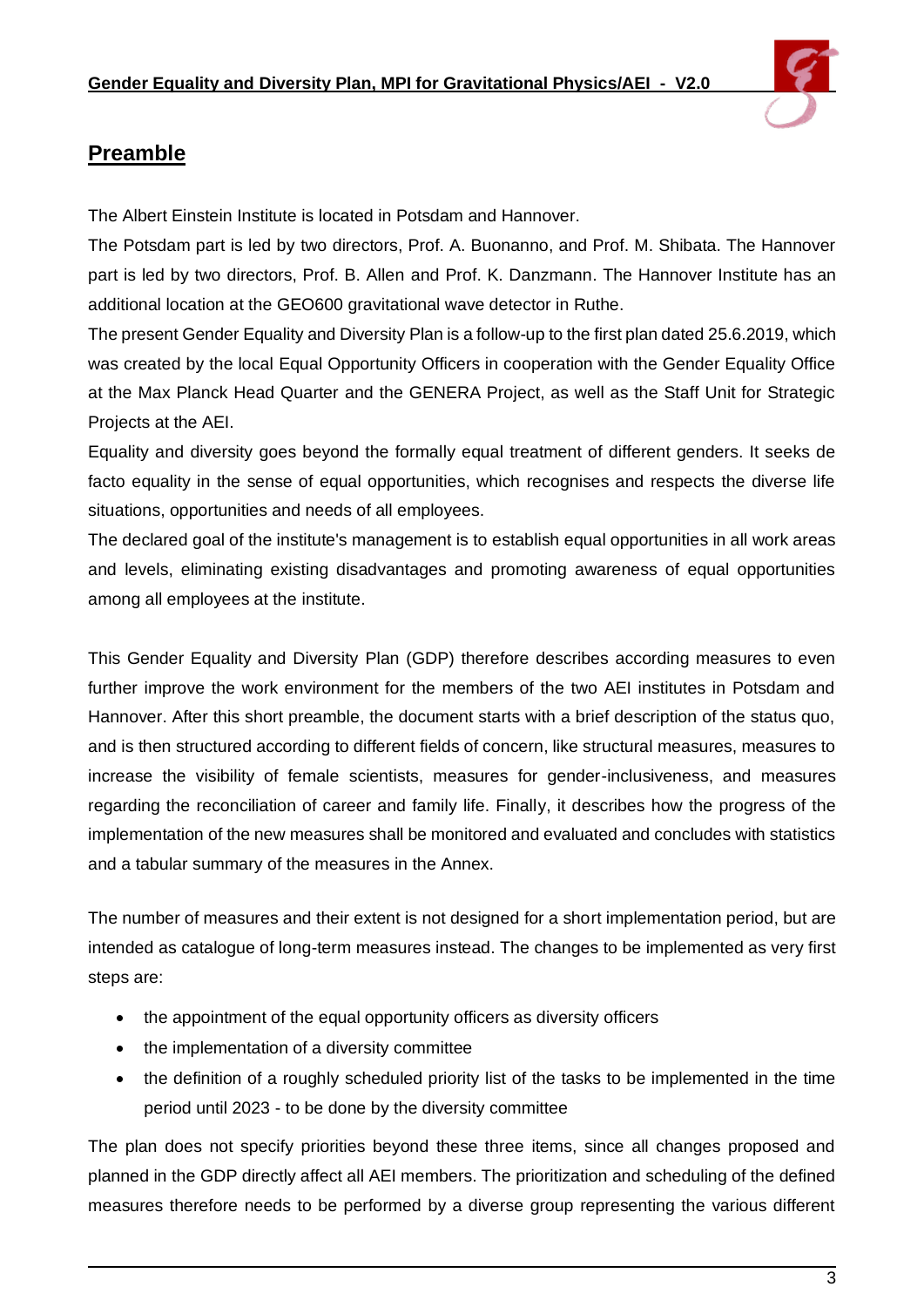## Preamble

The Albert Einstein Institute is located in Potsdam and Hannover.

The Potsdam part is led by two directors, Prof. A. Buonanno, and Prof. M. Shibata. The Hannover part is led by two directors, Prof. B. Allen and Prof. K. Danzmann. The Hannover Institute has an additional location at the GEO600 gravitational wave detector in Ruthe.

The present Gender Equality and Diversity Plan is a follow-up to the first plan dated 25.6.2019, which was created by the local Equal Opportunity Officers in cooperation with the Gender Equality Office at the Max Planck Head Quarter and the GENERA Project, as well as the Staff Unit for Strategic Projects at the AEI.

Equality and diversity goes beyond the formally equal treatment of different genders. It seeks de facto equality in the sense of equal opportunities, which recognises and respects the diverse life situations, opportunities and needs of all employees.

The declared goal of the institute's management is to establish equal opportunities in all work areas and levels, eliminating existing disadvantages and promoting awareness of equal opportunities among all employees at the institute.

This Gender Equality and Diversity Plan (GDP) therefore describes according measures to even further improve the work environment for the members of the two AEI institutes in Potsdam and Hannover. After this short preamble, the document starts with a brief description of the status quo, and is then structured according to different fields of concern, like structural measures, measures to increase the visibility of female scientists, measures for gender-inclusiveness, and measures regarding the reconciliation of career and family life. Finally, it describes how the progress of the implementation of the new measures shall be monitored and evaluated and concludes with statistics and a tabular summary of the measures in the Annex.

The number of measures and their extent is not designed for a short implementation period, but are intended as catalogue of long-term measures instead. The changes to be implemented as very first steps are:

- the appointment of the equal opportunity officers as diversity officers
- the implementation of a diversity committee
- the definition of a roughly scheduled priority list of the tasks to be implemented in the time period until 2023 - to be done by the diversity committee

The plan does not specify priorities beyond these three items, since all changes proposed and planned in the GDP directly affect all AEI members. The prioritization and scheduling of the defined measures therefore needs to be performed by a diverse group representing the various different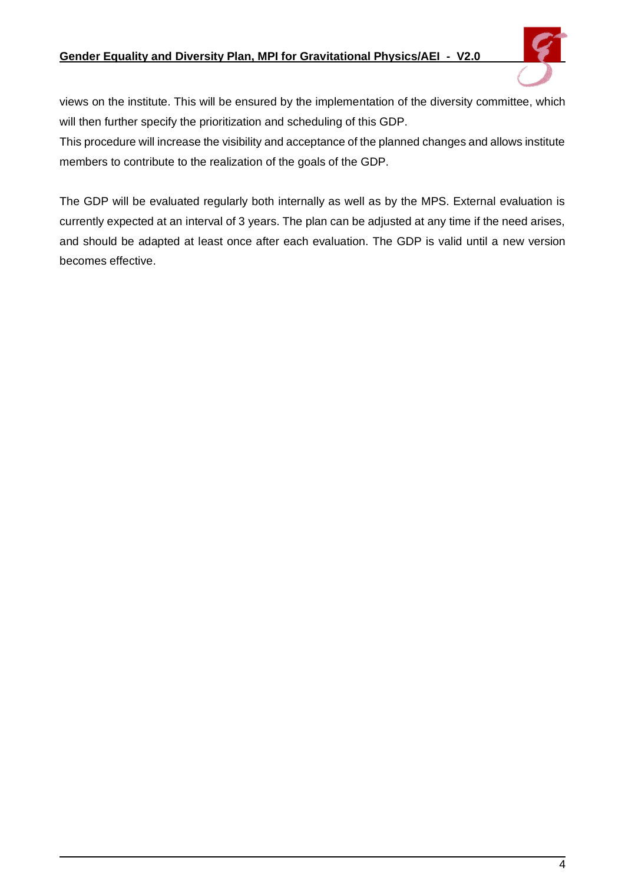views on the institute. This will be ensured by the implementation of the diversity committee, which will then further specify the prioritization and scheduling of this GDP.
This procedure will increase the visibility and acceptance of the planned changes and allows institute members to contribute to the realization of the goals of the GDP.

The GDP will be evaluated regularly both internally as well as by the MPS. External evaluation is currently expected at an interval of 3 years. The plan can be adjusted at any time if the need arises, and should be adapted at least once after each evaluation. The GDP is valid until a new version becomes effective.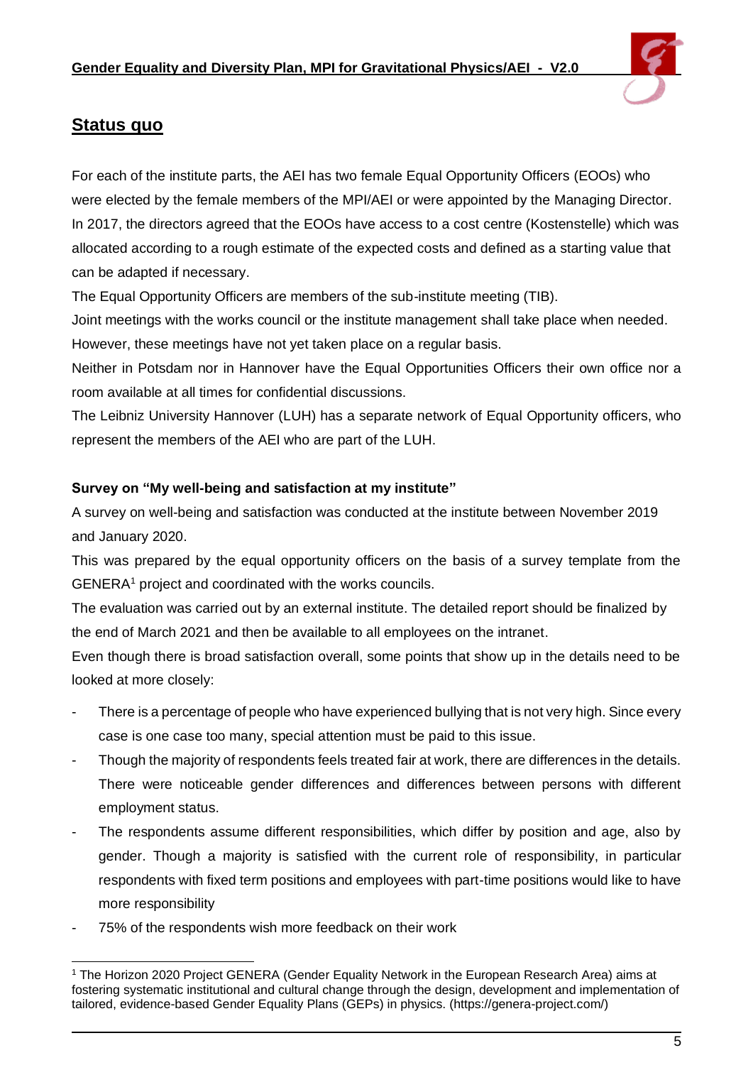## Status quo

For each of the institute parts, the AEI has two female Equal Opportunity Officers (EOOs) who were elected by the female members of the MPI/AEI or were appointed by the Managing Director. In 2017, the directors agreed that the EOOs have access to a cost centre (Kostenstelle) which was allocated according to a rough estimate of the expected costs and defined as a starting value that can be adapted if necessary.

The Equal Opportunity Officers are members of the sub-institute meeting (TIB).

Joint meetings with the works council or the institute management shall take place when needed. However, these meetings have not yet taken place on a regular basis.

Neither in Potsdam nor in Hannover have the Equal Opportunities Officers their own office nor a room available at all times for confidential discussions.

The Leibniz University Hannover (LUH) has a separate network of Equal Opportunity officers, who represent the members of the AEI who are part of the LUH.

**Survey on "My well-being and satisfaction at my institute"**

A survey on well-being and satisfaction was conducted at the institute between November 2019 and January 2020.

This was prepared by the equal opportunity officers on the basis of a survey template from the GENERA[1] project and coordinated with the works councils.

The evaluation was carried out by an external institute. The detailed report should be finalized by the end of March 2021 and then be available to all employees on the intranet.

Even though there is broad satisfaction overall, some points that show up in the details need to be looked at more closely:

- There is a percentage of people who have experienced bullying that is not very high. Since every case is one case too many, special attention must be paid to this issue.
- Though the majority of respondents feels treated fair at work, there are differences in the details. There were noticeable gender differences and differences between persons with different employment status.
- The respondents assume different responsibilities, which differ by position and age, also by gender. Though a majority is satisfied with the current role of responsibility, in particular respondents with fixed term positions and employees with part-time positions would like to have more responsibility
- 75% of the respondents wish more feedback on their work

[1] The Horizon 2020 Project GENERA (Gender Equality Network in the European Research Area) aims at fostering systematic institutional and cultural change through the design, development and implementation of tailored, evidence-based Gender Equality Plans (GEPs) in physics. (https://genera-project.com/)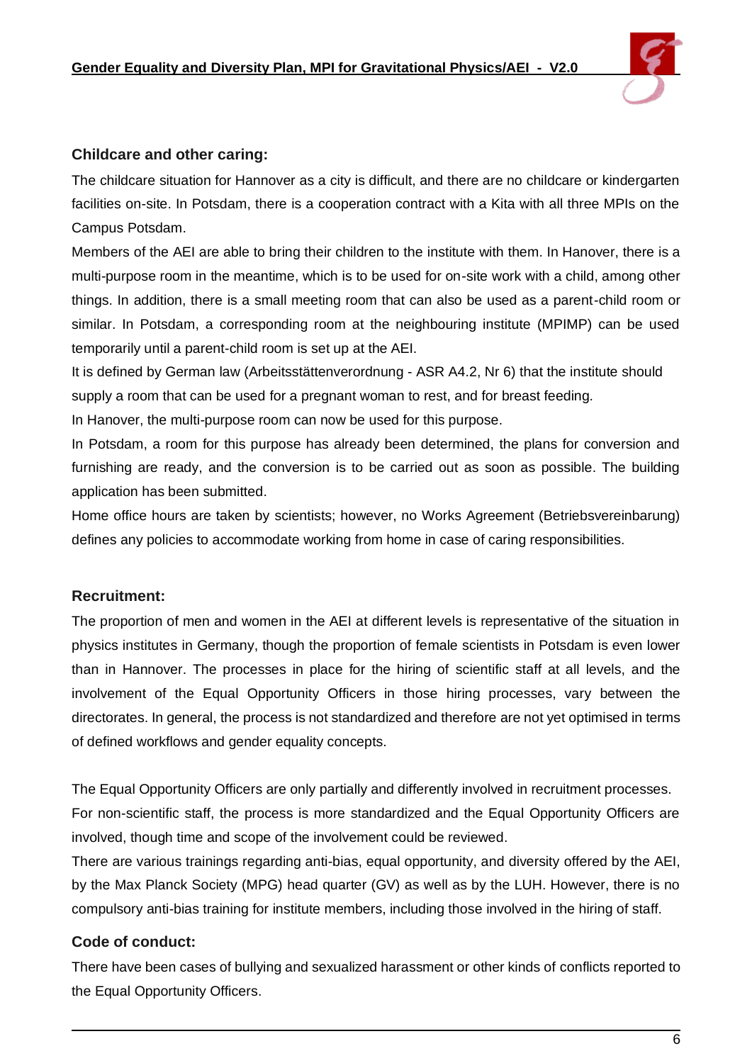**Childcare and other caring:**

The childcare situation for Hannover as a city is difficult, and there are no childcare or kindergarten facilities on-site. In Potsdam, there is a cooperation contract with a Kita with all three MPIs on the Campus Potsdam.

Members of the AEI are able to bring their children to the institute with them. In Hanover, there is a multi-purpose room in the meantime, which is to be used for on-site work with a child, among other things. In addition, there is a small meeting room that can also be used as a parent-child room or similar. In Potsdam, a corresponding room at the neighbouring institute (MPIMP) can be used temporarily until a parent-child room is set up at the AEI.

It is defined by German law (Arbeitsstättenverordnung - ASR A4.2, Nr 6) that the institute should supply a room that can be used for a pregnant woman to rest, and for breast feeding.

In Hanover, the multi-purpose room can now be used for this purpose.

In Potsdam, a room for this purpose has already been determined, the plans for conversion and furnishing are ready, and the conversion is to be carried out as soon as possible. The building application has been submitted.

Home office hours are taken by scientists; however, no Works Agreement (Betriebsvereinbarung) defines any policies to accommodate working from home in case of caring responsibilities.

**Recruitment:**

The proportion of men and women in the AEI at different levels is representative of the situation in physics institutes in Germany, though the proportion of female scientists in Potsdam is even lower than in Hannover. The processes in place for the hiring of scientific staff at all levels, and the involvement of the Equal Opportunity Officers in those hiring processes, vary between the directorates. In general, the process is not standardized and therefore are not yet optimised in terms of defined workflows and gender equality concepts.

The Equal Opportunity Officers are only partially and differently involved in recruitment processes.

For non-scientific staff, the process is more standardized and the Equal Opportunity Officers are involved, though time and scope of the involvement could be reviewed.

There are various trainings regarding anti-bias, equal opportunity, and diversity offered by the AEI, by the Max Planck Society (MPG) head quarter (GV) as well as by the LUH. However, there is no compulsory anti-bias training for institute members, including those involved in the hiring of staff.

**Code of conduct:**

There have been cases of bullying and sexualized harassment or other kinds of conflicts reported to the Equal Opportunity Officers.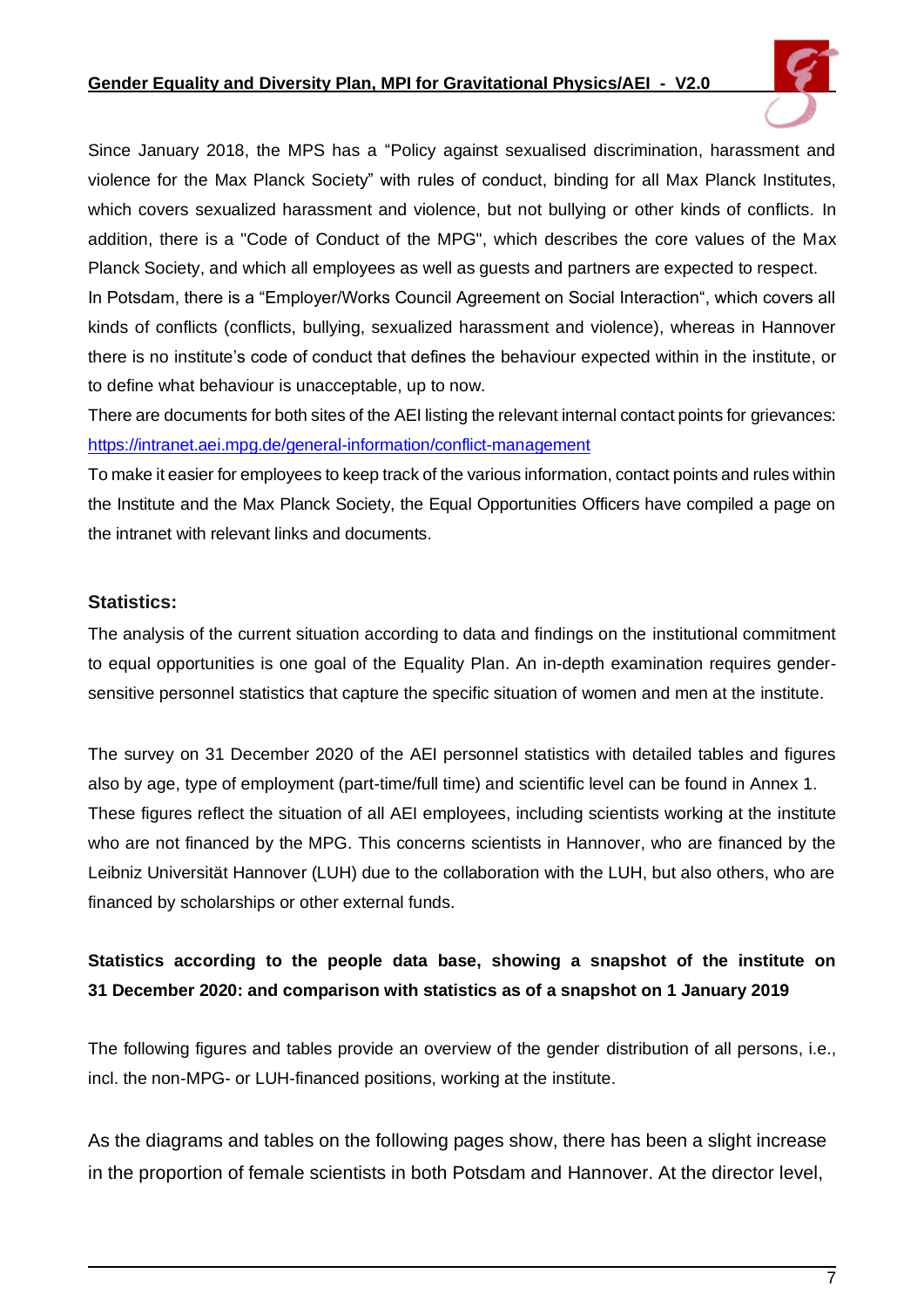Since January 2018, the MPS has a "Policy against sexualised discrimination, harassment and violence for the Max Planck Society" with rules of conduct, binding for all Max Planck Institutes, which covers sexualized harassment and violence, but not bullying or other kinds of conflicts. In addition, there is a "Code of Conduct of the MPG", which describes the core values of the Max Planck Society, and which all employees as well as guests and partners are expected to respect.
In Potsdam, there is a "Employer/Works Council Agreement on Social Interaction", which covers all kinds of conflicts (conflicts, bullying, sexualized harassment and violence), whereas in Hannover there is no institute's code of conduct that defines the behaviour expected within in the institute, or to define what behaviour is unacceptable, up to now.
There are documents for both sites of the AEI listing the relevant internal contact points for grievances: https://intranet.aei.mpg.de/general-information/conflict-management
To make it easier for employees to keep track of the various information, contact points and rules within the Institute and the Max Planck Society, the Equal Opportunities Officers have compiled a page on the intranet with relevant links and documents.

**Statistics:**

The analysis of the current situation according to data and findings on the institutional commitment to equal opportunities is one goal of the Equality Plan. An in-depth examination requires gender-sensitive personnel statistics that capture the specific situation of women and men at the institute.

The survey on 31 December 2020 of the AEI personnel statistics with detailed tables and figures also by age, type of employment (part-time/full time) and scientific level can be found in Annex 1.
These figures reflect the situation of all AEI employees, including scientists working at the institute who are not financed by the MPG. This concerns scientists in Hannover, who are financed by the Leibniz Universität Hannover (LUH) due to the collaboration with the LUH, but also others, who are financed by scholarships or other external funds.

**Statistics according to the people data base, showing a snapshot of the institute on 31 December 2020: and comparison with statistics as of a snapshot on 1 January 2019**

The following figures and tables provide an overview of the gender distribution of all persons, i.e., incl. the non-MPG- or LUH-financed positions, working at the institute.

As the diagrams and tables on the following pages show, there has been a slight increase in the proportion of female scientists in both Potsdam and Hannover. At the director level,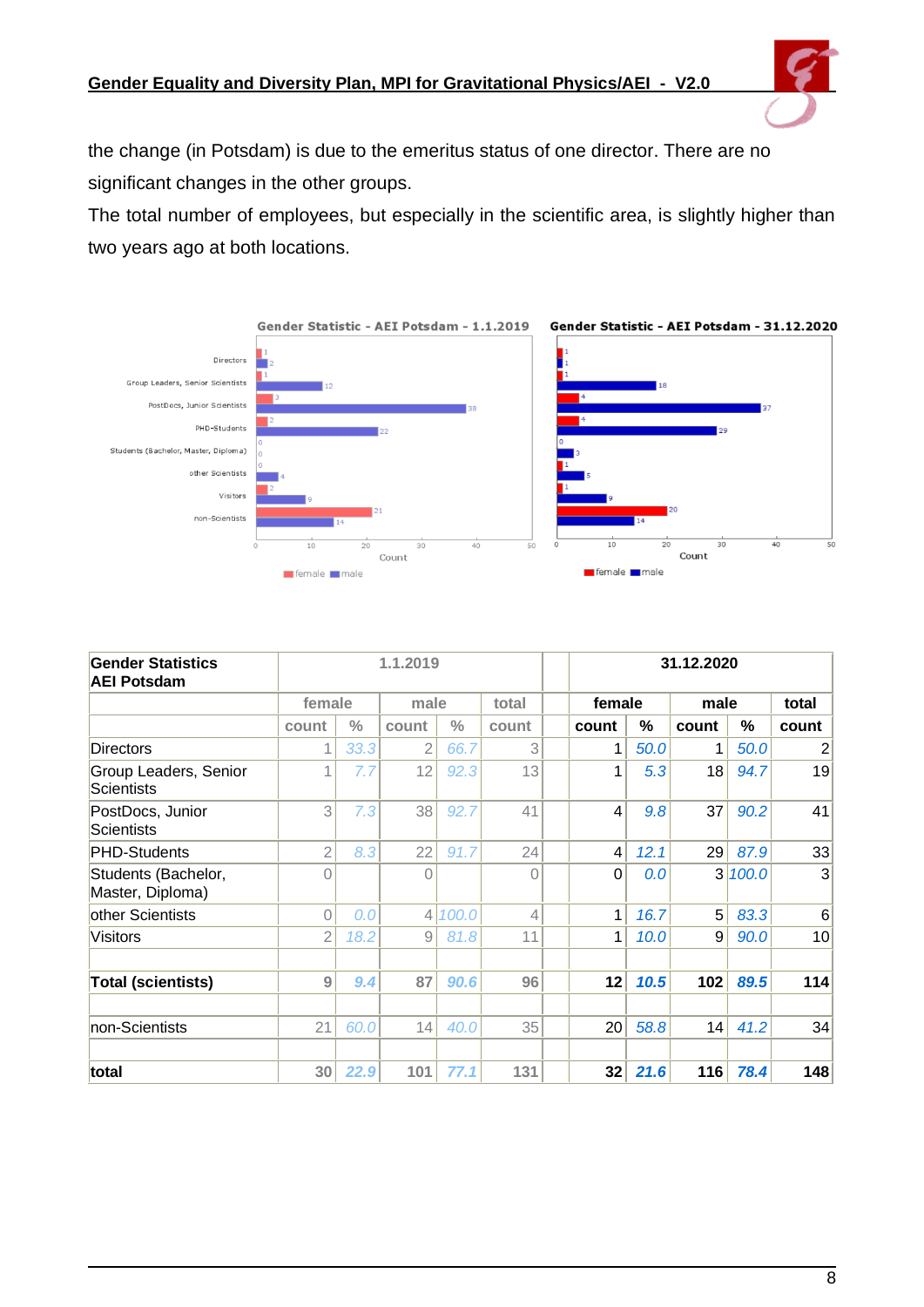the change (in Potsdam) is due to the emeritus status of one director. There are no significant changes in the other groups.

The total number of employees, but especially in the scientific area, is slightly higher than two years ago at both locations.

| Gender Statistics AEI Potsdam | 1.1.2019 | | | | | | 31.12.2020 | | | | |
|---|---|---|---|---|---|---|---|---|---|---|---|
| | female | | male | | total | | female | | male | | total |
| | count | % | count | % | count | | count | % | count | % | count |
| Directors | 1 | 33.3 | 2 | 66.7 | 3 | | 1 | 50.0 | 1 | 50.0 | 2 |
| Group Leaders, Senior Scientists | 1 | 7.7 | 12 | 92.3 | 13 | | 1 | 5.3 | 18 | 94.7 | 19 |
| PostDocs, Junior Scientists | 3 | 7.3 | 38 | 92.7 | 41 | | 4 | 9.8 | 37 | 90.2 | 41 |
| PHD-Students | 2 | 8.3 | 22 | 91.7 | 24 | | 4 | 12.1 | 29 | 87.9 | 33 |
| Students (Bachelor, Master, Diploma) | 0 | | 0 | | 0 | | 0 | 0.0 | 3 | 100.0 | 3 |
| other Scientists | 0 | 0.0 | 4 | 100.0 | 4 | | 1 | 16.7 | 5 | 83.3 | 6 |
| Visitors | 2 | 18.2 | 9 | 81.8 | 11 | | 1 | 10.0 | 9 | 90.0 | 10 |
| | | | | | | | | | | | |
| **Total (scientists)** | 9 | 9.4 | 87 | 90.6 | 96 | | 12 | 10.5 | 102 | 89.5 | 114 |
| | | | | | | | | | | | |
| non-Scientists | 21 | 60.0 | 14 | 40.0 | 35 | | 20 | 58.8 | 14 | 41.2 | 34 |
| | | | | | | | | | | | |
| **total** | 30 | 22.9 | 101 | 77.1 | 131 | | 32 | 21.6 | 116 | 78.4 | 148 |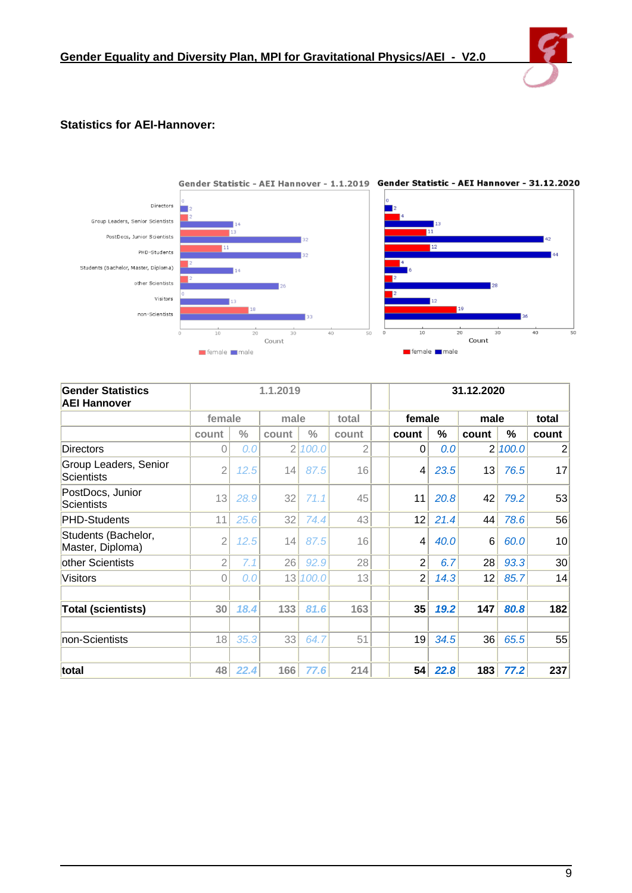### Statistics for AEI-Hannover:

| Gender Statistics AEI Hannover | 1.1.2019 | | | | | 31.12.2020 | | | | |
|---|---|---|---|---|---|---|---|---|---|---|
| | female | | male | | total | female | | male | | total |
| | count | % | count | % | count | count | % | count | % | count |
| Directors | 0 | 0.0 | 2 | 100.0 | 2 | 0 | 0.0 | 2 | 100.0 | 2 |
| Group Leaders, Senior Scientists | 2 | 12.5 | 14 | 87.5 | 16 | 4 | 23.5 | 13 | 76.5 | 17 |
| PostDocs, Junior Scientists | 13 | 28.9 | 32 | 71.1 | 45 | 11 | 20.8 | 42 | 79.2 | 53 |
| PHD-Students | 11 | 25.6 | 32 | 74.4 | 43 | 12 | 21.4 | 44 | 78.6 | 56 |
| Students (Bachelor, Master, Diploma) | 2 | 12.5 | 14 | 87.5 | 16 | 4 | 40.0 | 6 | 60.0 | 10 |
| other Scientists | 2 | 7.1 | 26 | 92.9 | 28 | 2 | 6.7 | 28 | 93.3 | 30 |
| Visitors | 0 | 0.0 | 13 | 100.0 | 13 | 2 | 14.3 | 12 | 85.7 | 14 |
| | | | | | | | | | | |
| **Total (scientists)** | **30** | **18.4** | **133** | **81.6** | **163** | **35** | **19.2** | **147** | **80.8** | **182** |
| | | | | | | | | | | |
| non-Scientists | 18 | 35.3 | 33 | 64.7 | 51 | 19 | 34.5 | 36 | 65.5 | 55 |
| | | | | | | | | | | |
| **total** | **48** | **22.4** | **166** | **77.6** | **214** | **54** | **22.8** | **183** | **77.2** | **237** |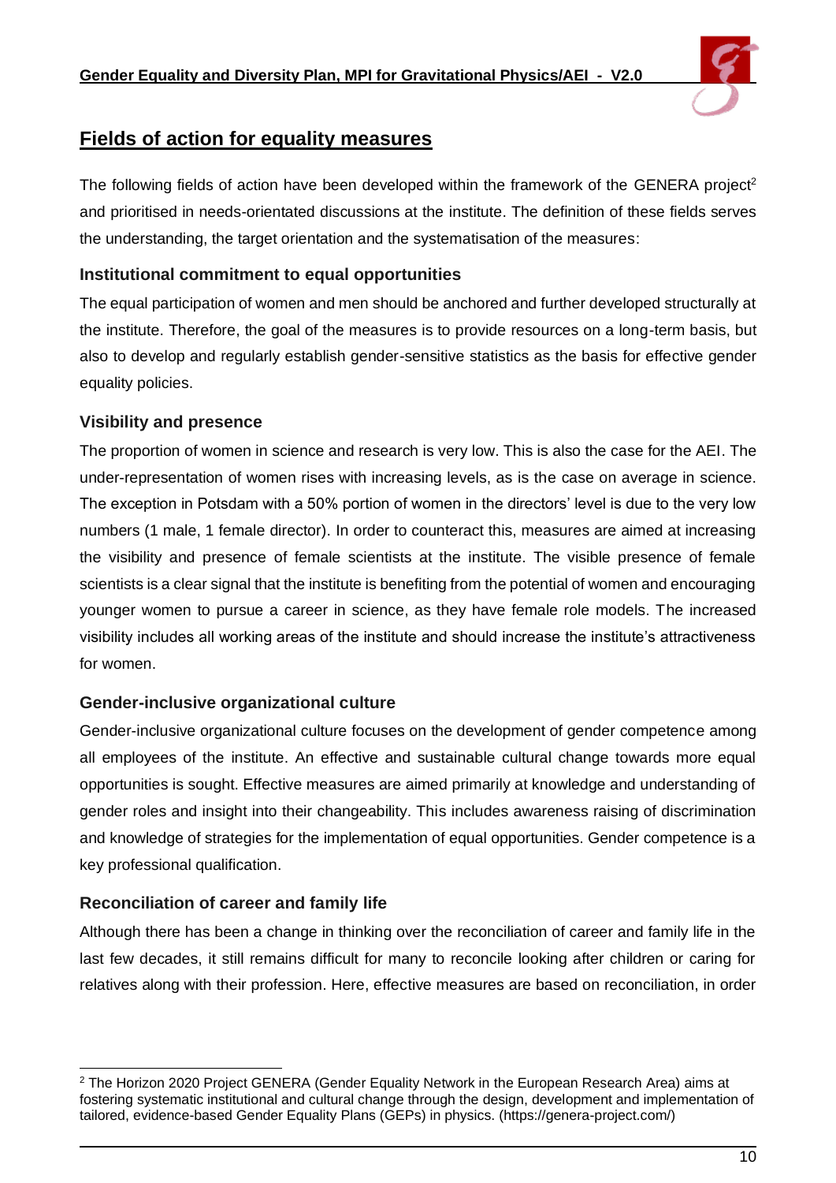## Fields of action for equality measures

The following fields of action have been developed within the framework of the GENERA project[2] and prioritised in needs-orientated discussions at the institute. The definition of these fields serves the understanding, the target orientation and the systematisation of the measures:

### Institutional commitment to equal opportunities

The equal participation of women and men should be anchored and further developed structurally at the institute. Therefore, the goal of the measures is to provide resources on a long-term basis, but also to develop and regularly establish gender-sensitive statistics as the basis for effective gender equality policies.

### Visibility and presence

The proportion of women in science and research is very low. This is also the case for the AEI. The under-representation of women rises with increasing levels, as is the case on average in science. The exception in Potsdam with a 50% portion of women in the directors' level is due to the very low numbers (1 male, 1 female director). In order to counteract this, measures are aimed at increasing the visibility and presence of female scientists at the institute. The visible presence of female scientists is a clear signal that the institute is benefiting from the potential of women and encouraging younger women to pursue a career in science, as they have female role models. The increased visibility includes all working areas of the institute and should increase the institute's attractiveness for women.

### Gender-inclusive organizational culture

Gender-inclusive organizational culture focuses on the development of gender competence among all employees of the institute. An effective and sustainable cultural change towards more equal opportunities is sought. Effective measures are aimed primarily at knowledge and understanding of gender roles and insight into their changeability. This includes awareness raising of discrimination and knowledge of strategies for the implementation of equal opportunities. Gender competence is a key professional qualification.

### Reconciliation of career and family life

Although there has been a change in thinking over the reconciliation of career and family life in the last few decades, it still remains difficult for many to reconcile looking after children or caring for relatives along with their profession. Here, effective measures are based on reconciliation, in order

---

[2] The Horizon 2020 Project GENERA (Gender Equality Network in the European Research Area) aims at fostering systematic institutional and cultural change through the design, development and implementation of tailored, evidence-based Gender Equality Plans (GEPs) in physics. (https://genera-project.com/)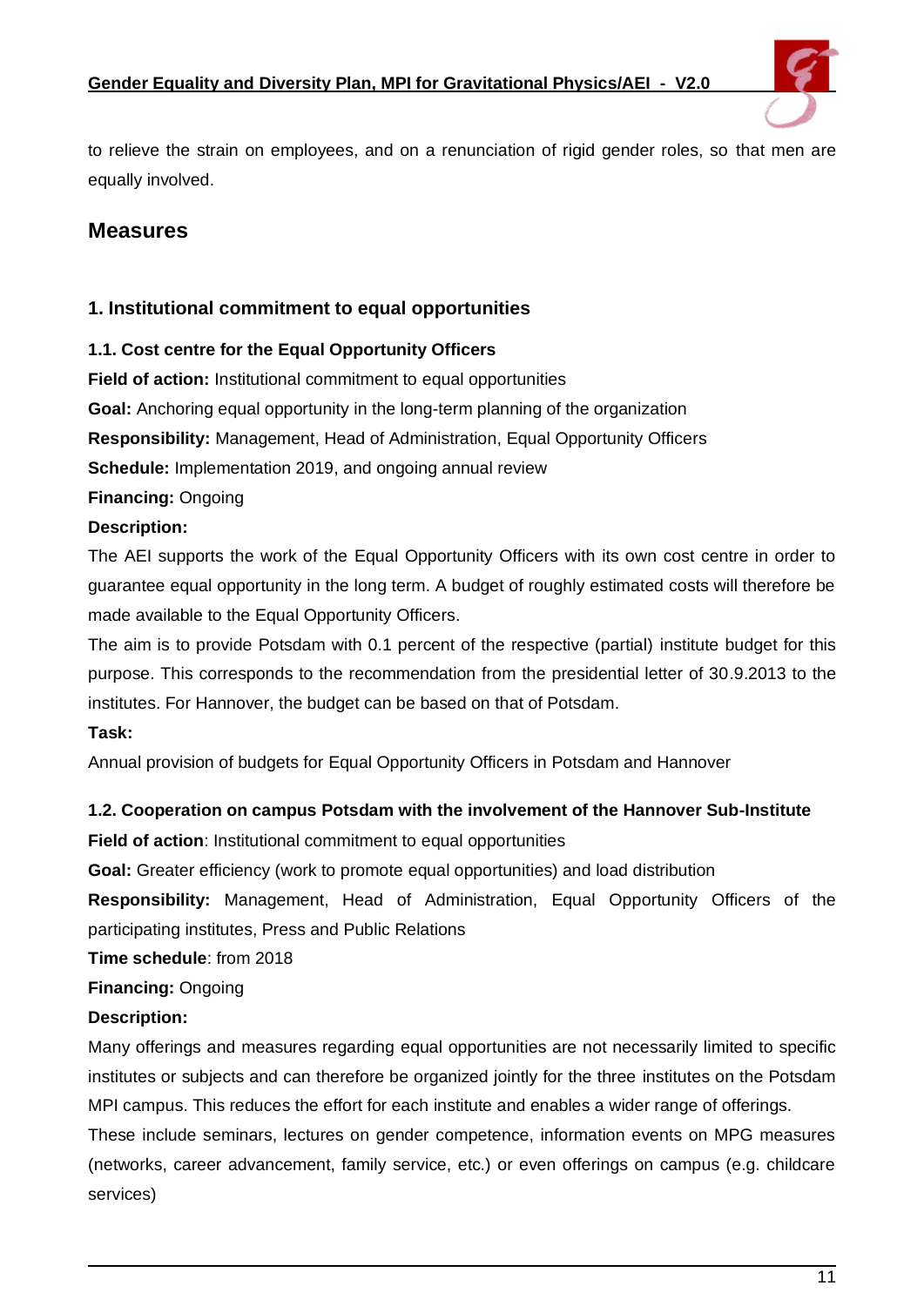to relieve the strain on employees, and on a renunciation of rigid gender roles, so that men are equally involved.

## Measures

### 1. Institutional commitment to equal opportunities

#### 1.1. Cost centre for the Equal Opportunity Officers

**Field of action:** Institutional commitment to equal opportunities

**Goal:** Anchoring equal opportunity in the long-term planning of the organization

**Responsibility:** Management, Head of Administration, Equal Opportunity Officers

**Schedule:** Implementation 2019, and ongoing annual review

**Financing:** Ongoing

**Description:**

The AEI supports the work of the Equal Opportunity Officers with its own cost centre in order to guarantee equal opportunity in the long term. A budget of roughly estimated costs will therefore be made available to the Equal Opportunity Officers.

The aim is to provide Potsdam with 0.1 percent of the respective (partial) institute budget for this purpose. This corresponds to the recommendation from the presidential letter of 30.9.2013 to the institutes. For Hannover, the budget can be based on that of Potsdam.

**Task:**

Annual provision of budgets for Equal Opportunity Officers in Potsdam and Hannover

#### 1.2. Cooperation on campus Potsdam with the involvement of the Hannover Sub-Institute

**Field of action**: Institutional commitment to equal opportunities

**Goal:** Greater efficiency (work to promote equal opportunities) and load distribution

**Responsibility:** Management, Head of Administration, Equal Opportunity Officers of the participating institutes, Press and Public Relations

**Time schedule**: from 2018

**Financing:** Ongoing

**Description:**

Many offerings and measures regarding equal opportunities are not necessarily limited to specific institutes or subjects and can therefore be organized jointly for the three institutes on the Potsdam MPI campus. This reduces the effort for each institute and enables a wider range of offerings.

These include seminars, lectures on gender competence, information events on MPG measures (networks, career advancement, family service, etc.) or even offerings on campus (e.g. childcare services)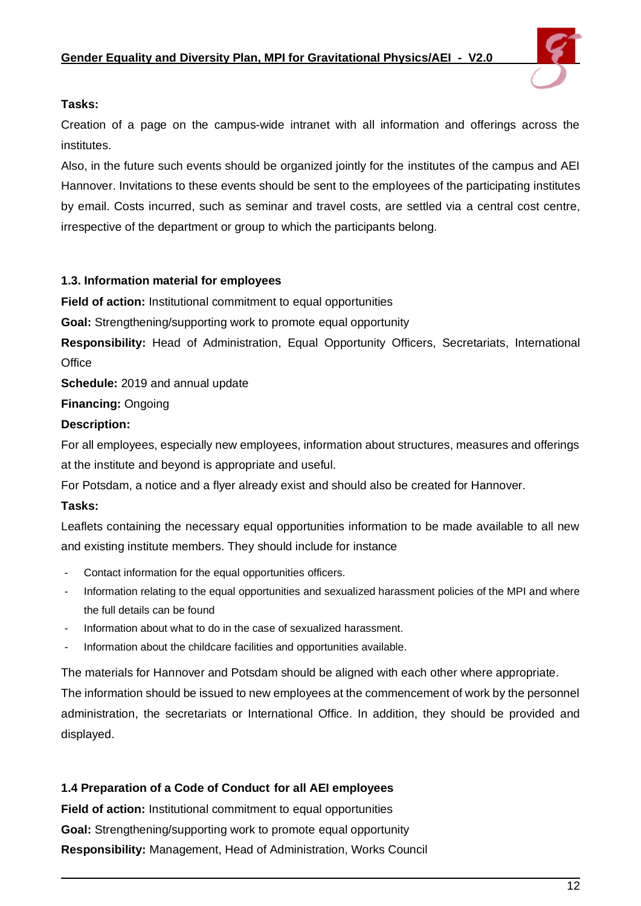**Tasks:**

Creation of a page on the campus-wide intranet with all information and offerings across the institutes.

Also, in the future such events should be organized jointly for the institutes of the campus and AEI Hannover. Invitations to these events should be sent to the employees of the participating institutes by email. Costs incurred, such as seminar and travel costs, are settled via a central cost centre, irrespective of the department or group to which the participants belong.

### 1.3. Information material for employees

**Field of action:** Institutional commitment to equal opportunities

**Goal:** Strengthening/supporting work to promote equal opportunity

**Responsibility:** Head of Administration, Equal Opportunity Officers, Secretariats, International Office

**Schedule:** 2019 and annual update

**Financing:** Ongoing

**Description:**

For all employees, especially new employees, information about structures, measures and offerings at the institute and beyond is appropriate and useful.

For Potsdam, a notice and a flyer already exist and should also be created for Hannover.

**Tasks:**

Leaflets containing the necessary equal opportunities information to be made available to all new and existing institute members. They should include for instance

- Contact information for the equal opportunities officers.
- Information relating to the equal opportunities and sexualized harassment policies of the MPI and where the full details can be found
- Information about what to do in the case of sexualized harassment.
- Information about the childcare facilities and opportunities available.

The materials for Hannover and Potsdam should be aligned with each other where appropriate.

The information should be issued to new employees at the commencement of work by the personnel administration, the secretariats or International Office. In addition, they should be provided and displayed.

### 1.4 Preparation of a Code of Conduct for all AEI employees

**Field of action:** Institutional commitment to equal opportunities

**Goal:** Strengthening/supporting work to promote equal opportunity

**Responsibility:** Management, Head of Administration, Works Council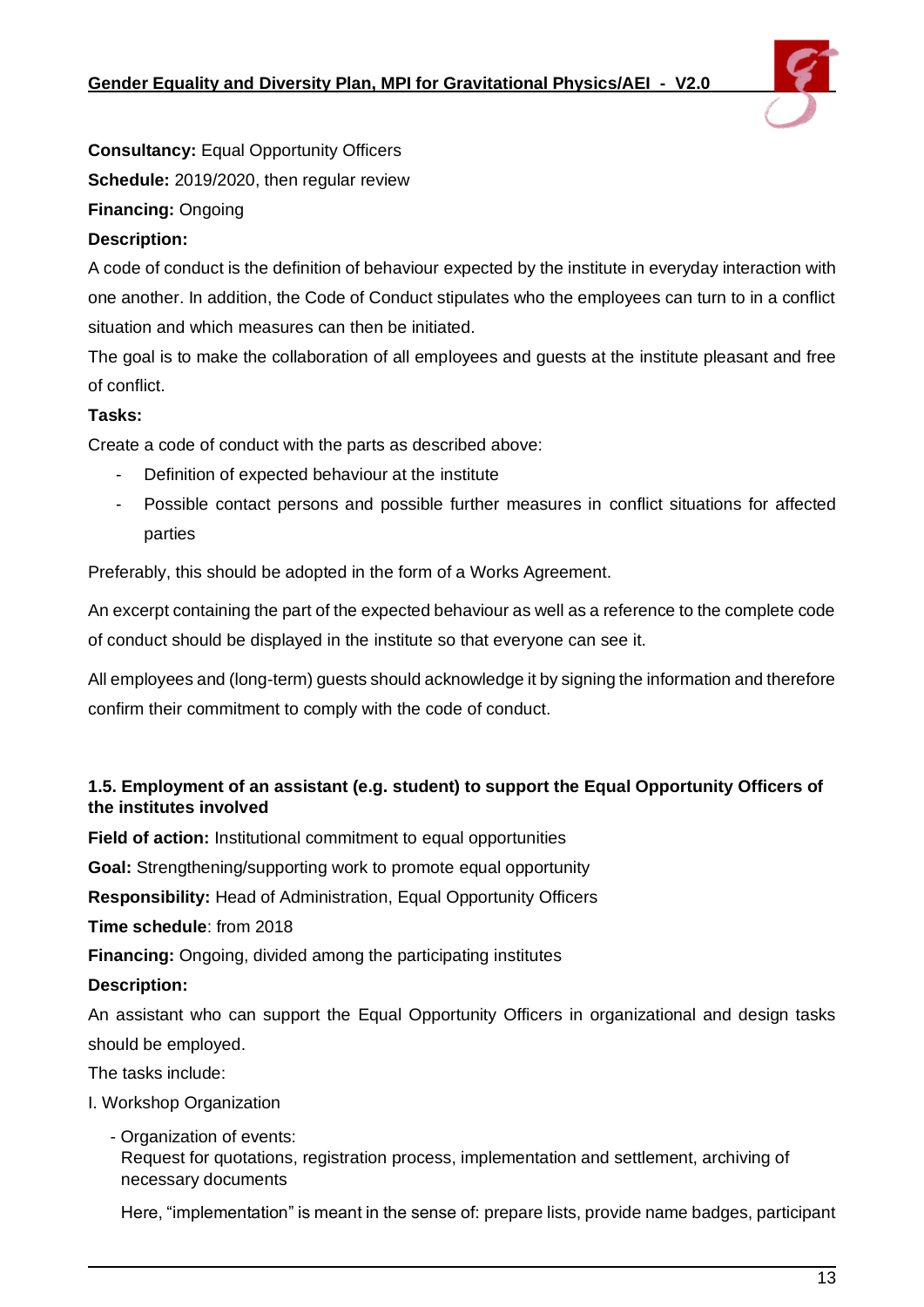**Consultancy:** Equal Opportunity Officers

**Schedule:** 2019/2020, then regular review

**Financing:** Ongoing

**Description:**

A code of conduct is the definition of behaviour expected by the institute in everyday interaction with one another. In addition, the Code of Conduct stipulates who the employees can turn to in a conflict situation and which measures can then be initiated.

The goal is to make the collaboration of all employees and guests at the institute pleasant and free of conflict.

**Tasks:**

Create a code of conduct with the parts as described above:

- Definition of expected behaviour at the institute
- Possible contact persons and possible further measures in conflict situations for affected parties

Preferably, this should be adopted in the form of a Works Agreement.

An excerpt containing the part of the expected behaviour as well as a reference to the complete code of conduct should be displayed in the institute so that everyone can see it.

All employees and (long-term) guests should acknowledge it by signing the information and therefore confirm their commitment to comply with the code of conduct.

### 1.5. Employment of an assistant (e.g. student) to support the Equal Opportunity Officers of the institutes involved

**Field of action:** Institutional commitment to equal opportunities

**Goal:** Strengthening/supporting work to promote equal opportunity

**Responsibility:** Head of Administration, Equal Opportunity Officers

**Time schedule**: from 2018

**Financing:** Ongoing, divided among the participating institutes

**Description:**

An assistant who can support the Equal Opportunity Officers in organizational and design tasks should be employed.

The tasks include:

I. Workshop Organization

- Organization of events:
  Request for quotations, registration process, implementation and settlement, archiving of necessary documents

  Here, “implementation” is meant in the sense of: prepare lists, provide name badges, participant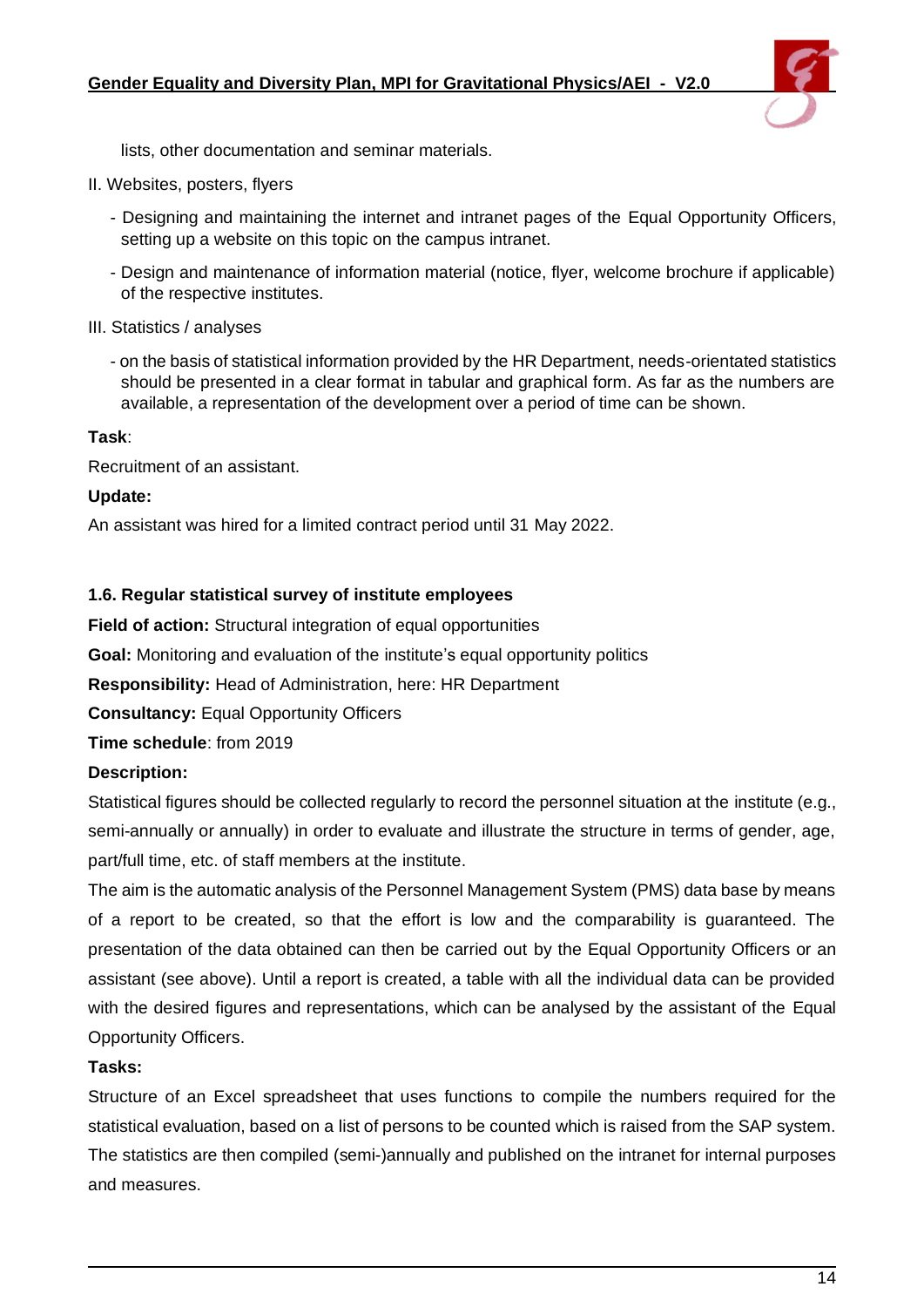lists, other documentation and seminar materials.

II. Websites, posters, flyers

- Designing and maintaining the internet and intranet pages of the Equal Opportunity Officers, setting up a website on this topic on the campus intranet.
- Design and maintenance of information material (notice, flyer, welcome brochure if applicable) of the respective institutes.

III. Statistics / analyses

- on the basis of statistical information provided by the HR Department, needs-orientated statistics should be presented in a clear format in tabular and graphical form. As far as the numbers are available, a representation of the development over a period of time can be shown.

**Task**:

Recruitment of an assistant.

**Update:**

An assistant was hired for a limited contract period until 31 May 2022.

**1.6. Regular statistical survey of institute employees**

**Field of action:** Structural integration of equal opportunities

**Goal:** Monitoring and evaluation of the institute's equal opportunity politics

**Responsibility:** Head of Administration, here: HR Department

**Consultancy:** Equal Opportunity Officers

**Time schedule**: from 2019

**Description:**

Statistical figures should be collected regularly to record the personnel situation at the institute (e.g., semi-annually or annually) in order to evaluate and illustrate the structure in terms of gender, age, part/full time, etc. of staff members at the institute.

The aim is the automatic analysis of the Personnel Management System (PMS) data base by means of a report to be created, so that the effort is low and the comparability is guaranteed. The presentation of the data obtained can then be carried out by the Equal Opportunity Officers or an assistant (see above). Until a report is created, a table with all the individual data can be provided with the desired figures and representations, which can be analysed by the assistant of the Equal Opportunity Officers.

**Tasks:**

Structure of an Excel spreadsheet that uses functions to compile the numbers required for the statistical evaluation, based on a list of persons to be counted which is raised from the SAP system. The statistics are then compiled (semi-)annually and published on the intranet for internal purposes and measures.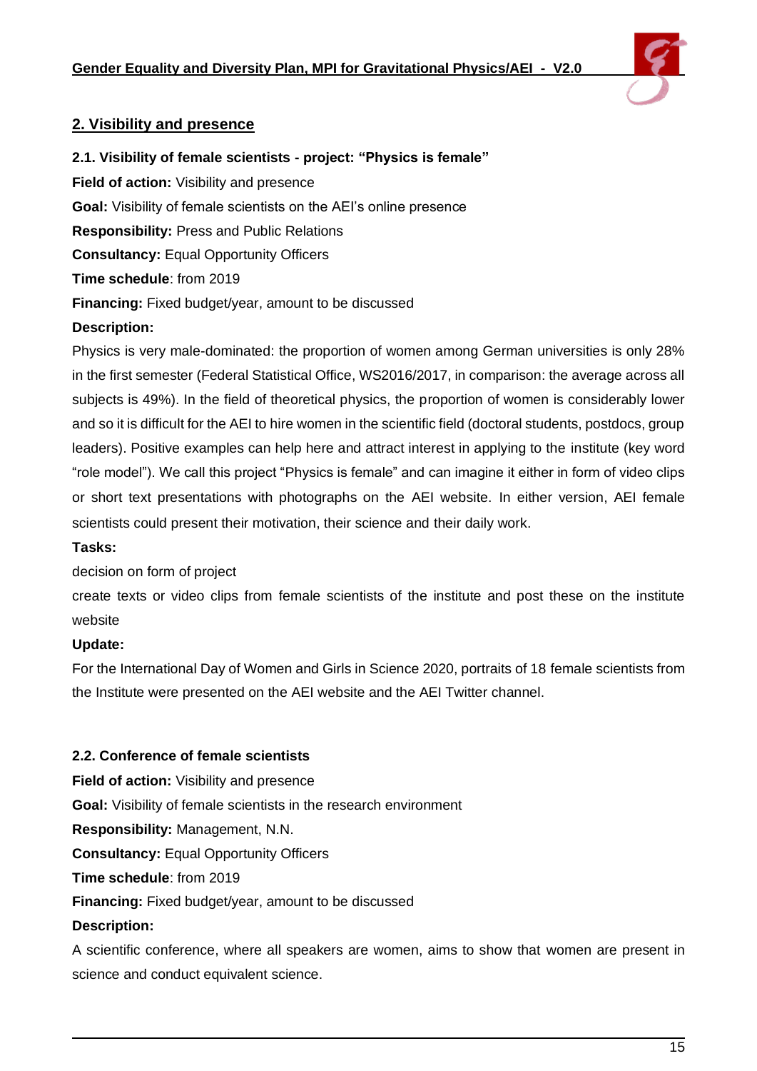## 2. Visibility and presence

### 2.1. Visibility of female scientists - project: “Physics is female”

**Field of action:** Visibility and presence

**Goal:** Visibility of female scientists on the AEI’s online presence

**Responsibility:** Press and Public Relations

**Consultancy:** Equal Opportunity Officers

**Time schedule**: from 2019

**Financing:** Fixed budget/year, amount to be discussed

**Description:**

Physics is very male-dominated: the proportion of women among German universities is only 28% in the first semester (Federal Statistical Office, WS2016/2017, in comparison: the average across all subjects is 49%). In the field of theoretical physics, the proportion of women is considerably lower and so it is difficult for the AEI to hire women in the scientific field (doctoral students, postdocs, group leaders). Positive examples can help here and attract interest in applying to the institute (key word “role model”). We call this project “Physics is female” and can imagine it either in form of video clips or short text presentations with photographs on the AEI website. In either version, AEI female scientists could present their motivation, their science and their daily work.

**Tasks:**

decision on form of project

create texts or video clips from female scientists of the institute and post these on the institute website

**Update:**

For the International Day of Women and Girls in Science 2020, portraits of 18 female scientists from the Institute were presented on the AEI website and the AEI Twitter channel.

### 2.2. Conference of female scientists

**Field of action:** Visibility and presence

**Goal:** Visibility of female scientists in the research environment

**Responsibility:** Management, N.N.

**Consultancy:** Equal Opportunity Officers

**Time schedule**: from 2019

**Financing:** Fixed budget/year, amount to be discussed

**Description:**

A scientific conference, where all speakers are women, aims to show that women are present in science and conduct equivalent science.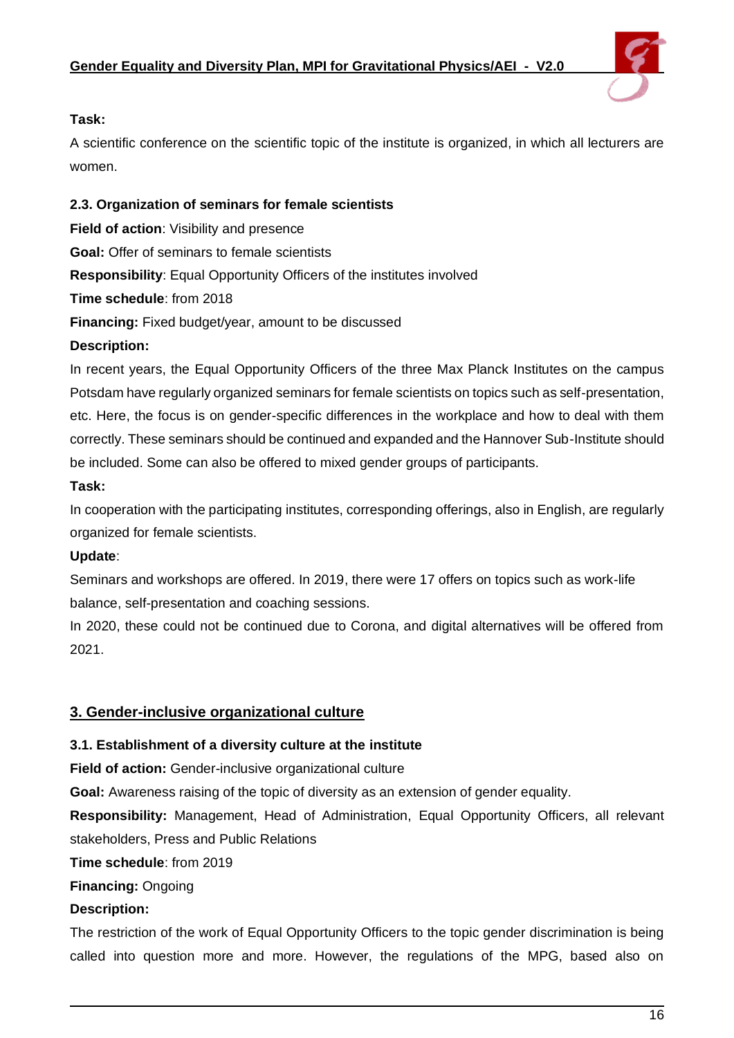**Task:**

A scientific conference on the scientific topic of the institute is organized, in which all lecturers are women.

### 2.3. Organization of seminars for female scientists

**Field of action**: Visibility and presence

**Goal:** Offer of seminars to female scientists

**Responsibility**: Equal Opportunity Officers of the institutes involved

**Time schedule**: from 2018

**Financing:** Fixed budget/year, amount to be discussed

**Description:**

In recent years, the Equal Opportunity Officers of the three Max Planck Institutes on the campus Potsdam have regularly organized seminars for female scientists on topics such as self-presentation, etc. Here, the focus is on gender-specific differences in the workplace and how to deal with them correctly. These seminars should be continued and expanded and the Hannover Sub-Institute should be included. Some can also be offered to mixed gender groups of participants.

**Task:**

In cooperation with the participating institutes, corresponding offerings, also in English, are regularly organized for female scientists.

**Update**:

Seminars and workshops are offered. In 2019, there were 17 offers on topics such as work-life balance, self-presentation and coaching sessions.

In 2020, these could not be continued due to Corona, and digital alternatives will be offered from 2021.

## 3. Gender-inclusive organizational culture

### 3.1. Establishment of a diversity culture at the institute

**Field of action:** Gender-inclusive organizational culture

**Goal:** Awareness raising of the topic of diversity as an extension of gender equality.

**Responsibility:** Management, Head of Administration, Equal Opportunity Officers, all relevant stakeholders, Press and Public Relations

**Time schedule**: from 2019

**Financing:** Ongoing

**Description:**

The restriction of the work of Equal Opportunity Officers to the topic gender discrimination is being called into question more and more. However, the regulations of the MPG, based also on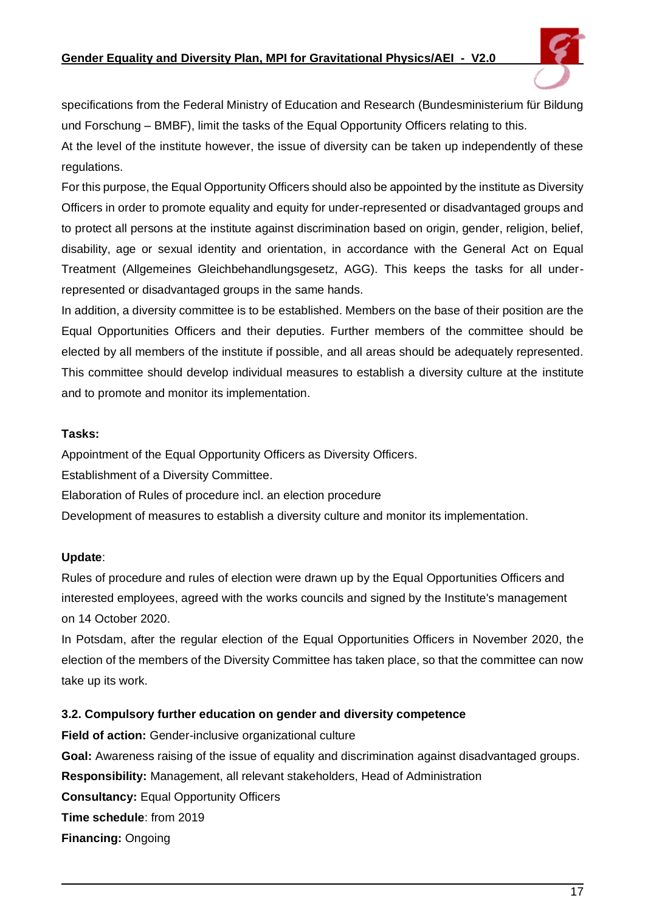specifications from the Federal Ministry of Education and Research (Bundesministerium für Bildung und Forschung – BMBF), limit the tasks of the Equal Opportunity Officers relating to this.

At the level of the institute however, the issue of diversity can be taken up independently of these regulations.

For this purpose, the Equal Opportunity Officers should also be appointed by the institute as Diversity Officers in order to promote equality and equity for under-represented or disadvantaged groups and to protect all persons at the institute against discrimination based on origin, gender, religion, belief, disability, age or sexual identity and orientation, in accordance with the General Act on Equal Treatment (Allgemeines Gleichbehandlungsgesetz, AGG). This keeps the tasks for all under-represented or disadvantaged groups in the same hands.

In addition, a diversity committee is to be established. Members on the base of their position are the Equal Opportunities Officers and their deputies. Further members of the committee should be elected by all members of the institute if possible, and all areas should be adequately represented. This committee should develop individual measures to establish a diversity culture at the institute and to promote and monitor its implementation.

**Tasks:**

Appointment of the Equal Opportunity Officers as Diversity Officers.

Establishment of a Diversity Committee.

Elaboration of Rules of procedure incl. an election procedure

Development of measures to establish a diversity culture and monitor its implementation.

**Update**:

Rules of procedure and rules of election were drawn up by the Equal Opportunities Officers and interested employees, agreed with the works councils and signed by the Institute's management on 14 October 2020.

In Potsdam, after the regular election of the Equal Opportunities Officers in November 2020, the election of the members of the Diversity Committee has taken place, so that the committee can now take up its work.

### 3.2. Compulsory further education on gender and diversity competence

**Field of action:** Gender-inclusive organizational culture

**Goal:** Awareness raising of the issue of equality and discrimination against disadvantaged groups.

**Responsibility:** Management, all relevant stakeholders, Head of Administration

**Consultancy:** Equal Opportunity Officers

**Time schedule**: from 2019

**Financing:** Ongoing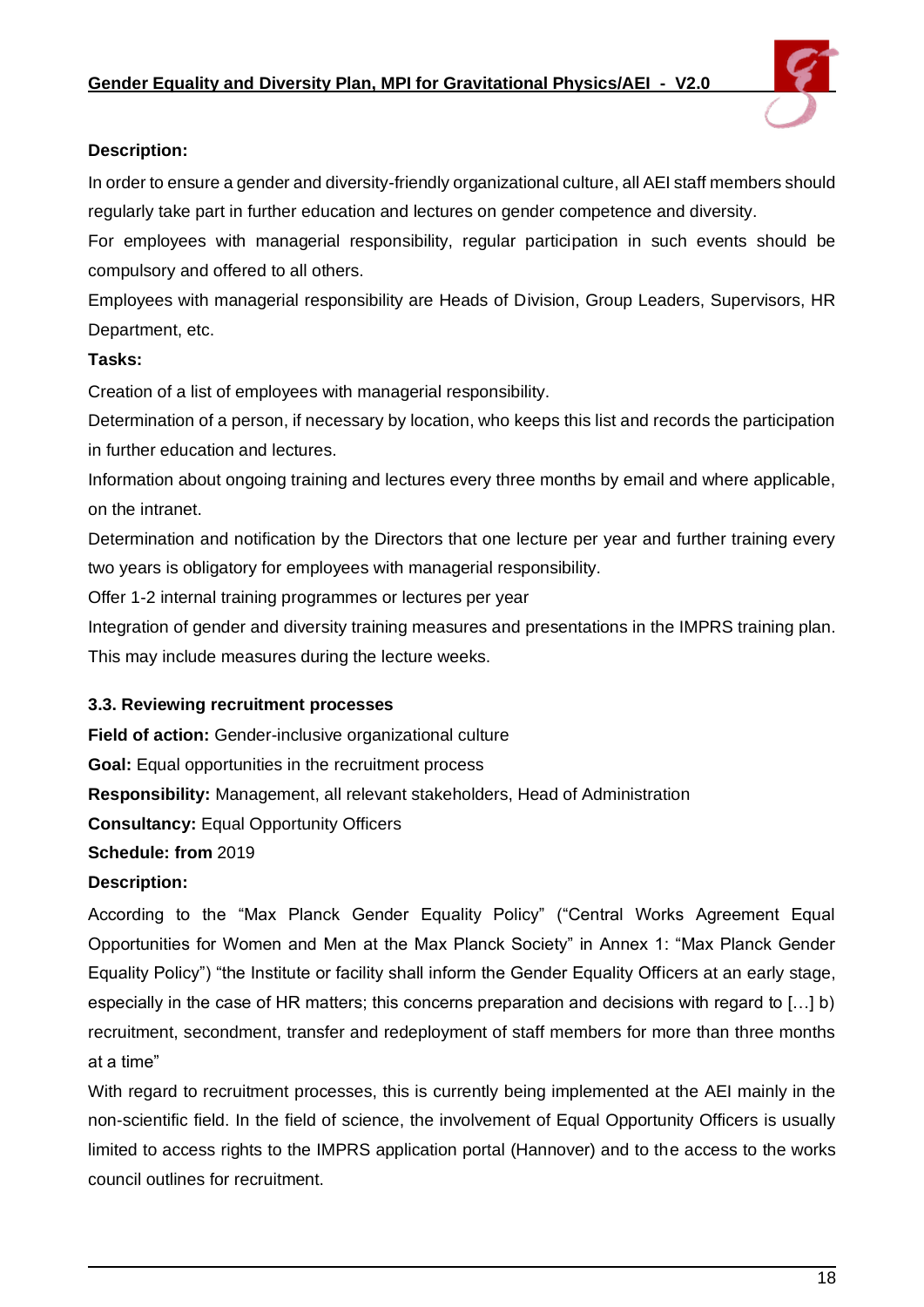**Description:**

In order to ensure a gender and diversity-friendly organizational culture, all AEI staff members should regularly take part in further education and lectures on gender competence and diversity.

For employees with managerial responsibility, regular participation in such events should be compulsory and offered to all others.

Employees with managerial responsibility are Heads of Division, Group Leaders, Supervisors, HR Department, etc.

**Tasks:**

Creation of a list of employees with managerial responsibility.

Determination of a person, if necessary by location, who keeps this list and records the participation in further education and lectures.

Information about ongoing training and lectures every three months by email and where applicable, on the intranet.

Determination and notification by the Directors that one lecture per year and further training every two years is obligatory for employees with managerial responsibility.

Offer 1-2 internal training programmes or lectures per year

Integration of gender and diversity training measures and presentations in the IMPRS training plan. This may include measures during the lecture weeks.

### 3.3. Reviewing recruitment processes

**Field of action:** Gender-inclusive organizational culture

**Goal:** Equal opportunities in the recruitment process

**Responsibility:** Management, all relevant stakeholders, Head of Administration

**Consultancy:** Equal Opportunity Officers

**Schedule: from** 2019

**Description:**

According to the "Max Planck Gender Equality Policy" ("Central Works Agreement Equal Opportunities for Women and Men at the Max Planck Society" in Annex 1: "Max Planck Gender Equality Policy") "the Institute or facility shall inform the Gender Equality Officers at an early stage, especially in the case of HR matters; this concerns preparation and decisions with regard to […] b) recruitment, secondment, transfer and redeployment of staff members for more than three months at a time"

With regard to recruitment processes, this is currently being implemented at the AEI mainly in the non-scientific field. In the field of science, the involvement of Equal Opportunity Officers is usually limited to access rights to the IMPRS application portal (Hannover) and to the access to the works council outlines for recruitment.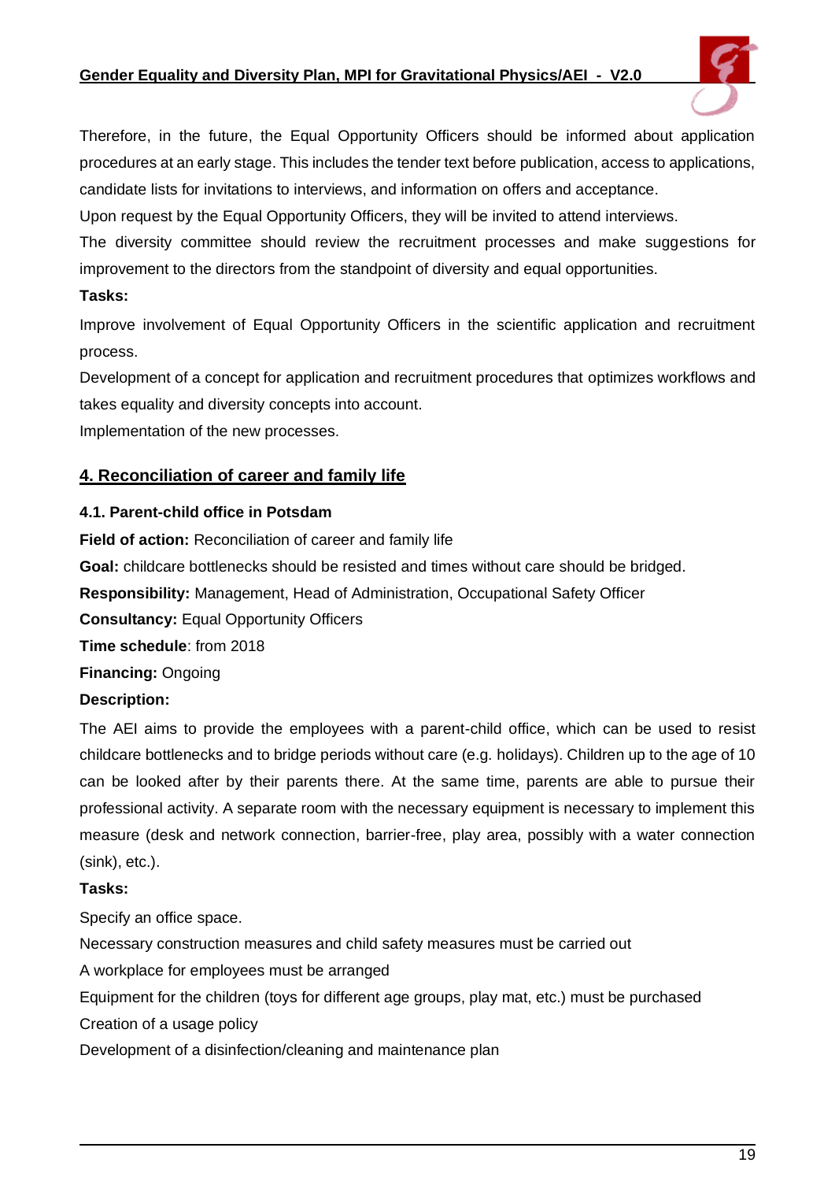Therefore, in the future, the Equal Opportunity Officers should be informed about application procedures at an early stage. This includes the tender text before publication, access to applications, candidate lists for invitations to interviews, and information on offers and acceptance.

Upon request by the Equal Opportunity Officers, they will be invited to attend interviews.

The diversity committee should review the recruitment processes and make suggestions for improvement to the directors from the standpoint of diversity and equal opportunities.

**Tasks:**

Improve involvement of Equal Opportunity Officers in the scientific application and recruitment process.

Development of a concept for application and recruitment procedures that optimizes workflows and takes equality and diversity concepts into account.

Implementation of the new processes.

## 4. Reconciliation of career and family life

### 4.1. Parent-child office in Potsdam

**Field of action:** Reconciliation of career and family life

**Goal:** childcare bottlenecks should be resisted and times without care should be bridged.

**Responsibility:** Management, Head of Administration, Occupational Safety Officer

**Consultancy:** Equal Opportunity Officers

**Time schedule**: from 2018

**Financing:** Ongoing

**Description:**

The AEI aims to provide the employees with a parent-child office, which can be used to resist childcare bottlenecks and to bridge periods without care (e.g. holidays). Children up to the age of 10 can be looked after by their parents there. At the same time, parents are able to pursue their professional activity. A separate room with the necessary equipment is necessary to implement this measure (desk and network connection, barrier-free, play area, possibly with a water connection (sink), etc.).

**Tasks:**

Specify an office space.

Necessary construction measures and child safety measures must be carried out

A workplace for employees must be arranged

Equipment for the children (toys for different age groups, play mat, etc.) must be purchased

Creation of a usage policy

Development of a disinfection/cleaning and maintenance plan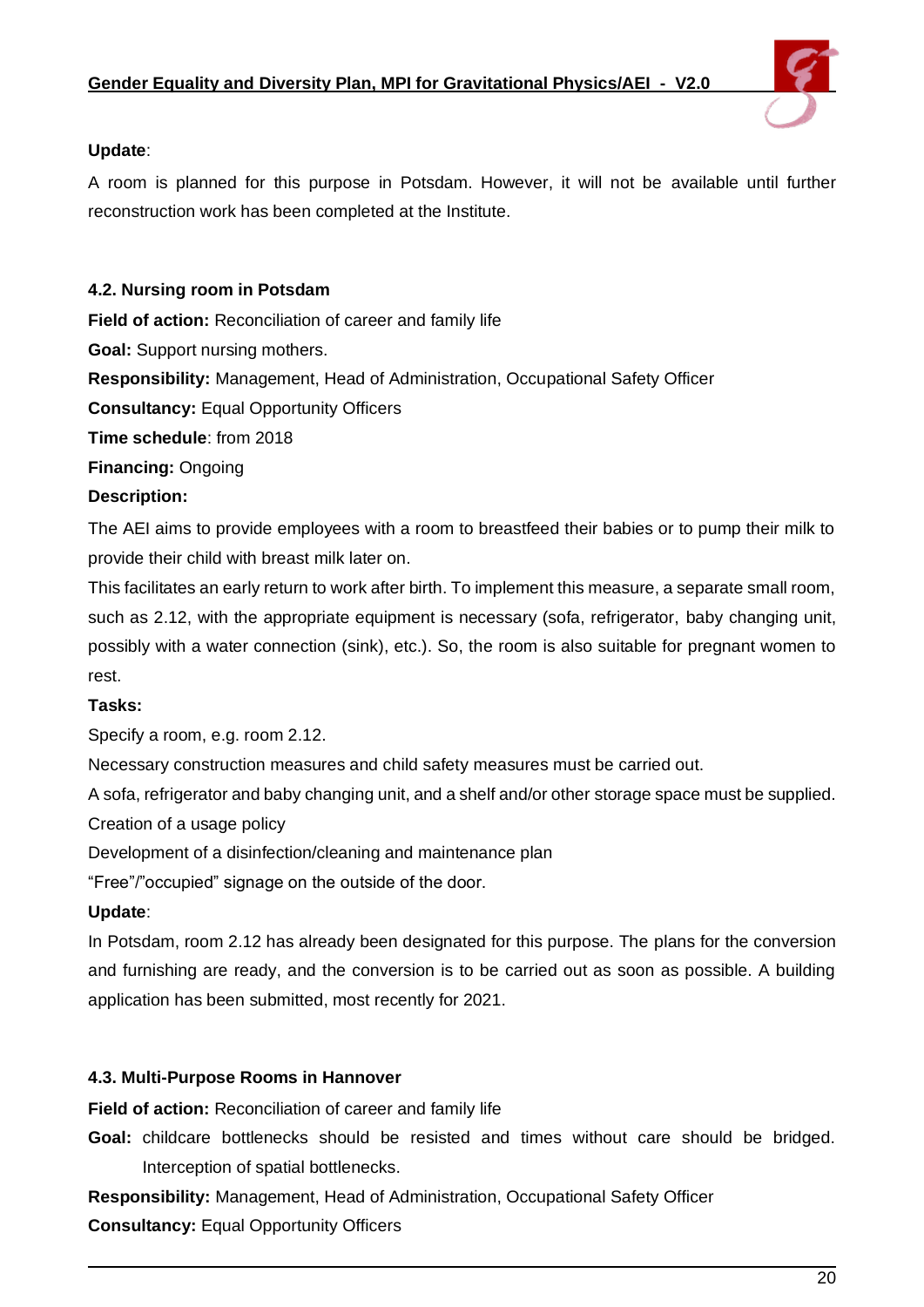**Update**:

A room is planned for this purpose in Potsdam. However, it will not be available until further reconstruction work has been completed at the Institute.

### 4.2. Nursing room in Potsdam

**Field of action:** Reconciliation of career and family life

**Goal:** Support nursing mothers.

**Responsibility:** Management, Head of Administration, Occupational Safety Officer

**Consultancy:** Equal Opportunity Officers

**Time schedule**: from 2018

**Financing:** Ongoing

**Description:**

The AEI aims to provide employees with a room to breastfeed their babies or to pump their milk to provide their child with breast milk later on.

This facilitates an early return to work after birth. To implement this measure, a separate small room, such as 2.12, with the appropriate equipment is necessary (sofa, refrigerator, baby changing unit, possibly with a water connection (sink), etc.). So, the room is also suitable for pregnant women to rest.

**Tasks:**

Specify a room, e.g. room 2.12.

Necessary construction measures and child safety measures must be carried out.

A sofa, refrigerator and baby changing unit, and a shelf and/or other storage space must be supplied.

Creation of a usage policy

Development of a disinfection/cleaning and maintenance plan

"Free"/"occupied" signage on the outside of the door.

**Update**:

In Potsdam, room 2.12 has already been designated for this purpose. The plans for the conversion and furnishing are ready, and the conversion is to be carried out as soon as possible. A building application has been submitted, most recently for 2021.

### 4.3. Multi-Purpose Rooms in Hannover

**Field of action:** Reconciliation of career and family life

**Goal:** childcare bottlenecks should be resisted and times without care should be bridged. Interception of spatial bottlenecks.

**Responsibility:** Management, Head of Administration, Occupational Safety Officer

**Consultancy:** Equal Opportunity Officers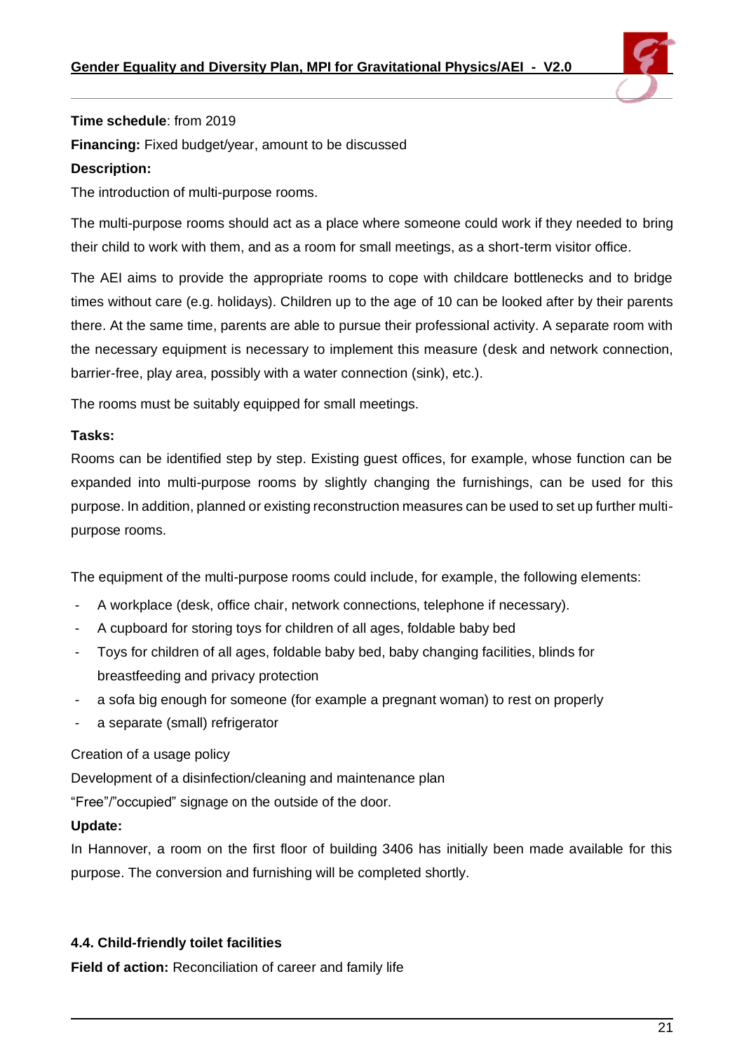**Time schedule**: from 2019

**Financing:** Fixed budget/year, amount to be discussed

**Description:**

The introduction of multi-purpose rooms.

The multi-purpose rooms should act as a place where someone could work if they needed to bring their child to work with them, and as a room for small meetings, as a short-term visitor office.

The AEI aims to provide the appropriate rooms to cope with childcare bottlenecks and to bridge times without care (e.g. holidays). Children up to the age of 10 can be looked after by their parents there. At the same time, parents are able to pursue their professional activity. A separate room with the necessary equipment is necessary to implement this measure (desk and network connection, barrier-free, play area, possibly with a water connection (sink), etc.).

The rooms must be suitably equipped for small meetings.

**Tasks:**

Rooms can be identified step by step. Existing guest offices, for example, whose function can be expanded into multi-purpose rooms by slightly changing the furnishings, can be used for this purpose. In addition, planned or existing reconstruction measures can be used to set up further multi-purpose rooms.

The equipment of the multi-purpose rooms could include, for example, the following elements:

- A workplace (desk, office chair, network connections, telephone if necessary).
- A cupboard for storing toys for children of all ages, foldable baby bed
- Toys for children of all ages, foldable baby bed, baby changing facilities, blinds for breastfeeding and privacy protection
- a sofa big enough for someone (for example a pregnant woman) to rest on properly
- a separate (small) refrigerator

Creation of a usage policy

Development of a disinfection/cleaning and maintenance plan

"Free"/"occupied" signage on the outside of the door.

**Update:**

In Hannover, a room on the first floor of building 3406 has initially been made available for this purpose. The conversion and furnishing will be completed shortly.

### 4.4. Child-friendly toilet facilities

**Field of action:** Reconciliation of career and family life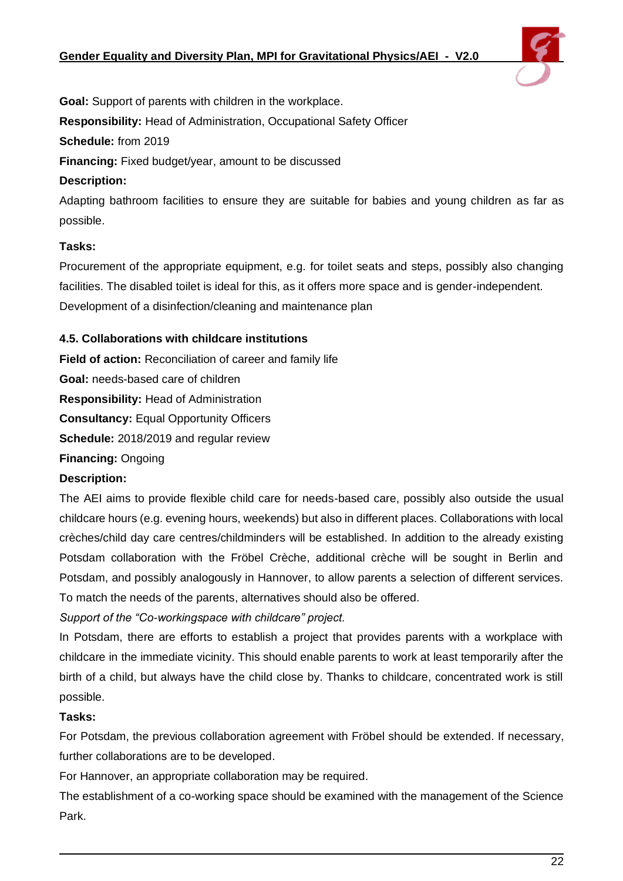**Goal:** Support of parents with children in the workplace.

**Responsibility:** Head of Administration, Occupational Safety Officer

**Schedule:** from 2019

**Financing:** Fixed budget/year, amount to be discussed

**Description:**

Adapting bathroom facilities to ensure they are suitable for babies and young children as far as possible.

**Tasks:**

Procurement of the appropriate equipment, e.g. for toilet seats and steps, possibly also changing facilities. The disabled toilet is ideal for this, as it offers more space and is gender-independent.
Development of a disinfection/cleaning and maintenance plan

### 4.5. Collaborations with childcare institutions

**Field of action:** Reconciliation of career and family life

**Goal:** needs-based care of children

**Responsibility:** Head of Administration

**Consultancy:** Equal Opportunity Officers

**Schedule:** 2018/2019 and regular review

**Financing:** Ongoing

**Description:**

The AEI aims to provide flexible child care for needs-based care, possibly also outside the usual childcare hours (e.g. evening hours, weekends) but also in different places. Collaborations with local crèches/child day care centres/childminders will be established. In addition to the already existing Potsdam collaboration with the Fröbel Crèche, additional crèche will be sought in Berlin and Potsdam, and possibly analogously in Hannover, to allow parents a selection of different services. To match the needs of the parents, alternatives should also be offered.

*Support of the "Co-workingspace with childcare" project.*

In Potsdam, there are efforts to establish a project that provides parents with a workplace with childcare in the immediate vicinity. This should enable parents to work at least temporarily after the birth of a child, but always have the child close by. Thanks to childcare, concentrated work is still possible.

**Tasks:**

For Potsdam, the previous collaboration agreement with Fröbel should be extended. If necessary, further collaborations are to be developed.

For Hannover, an appropriate collaboration may be required.

The establishment of a co-working space should be examined with the management of the Science Park.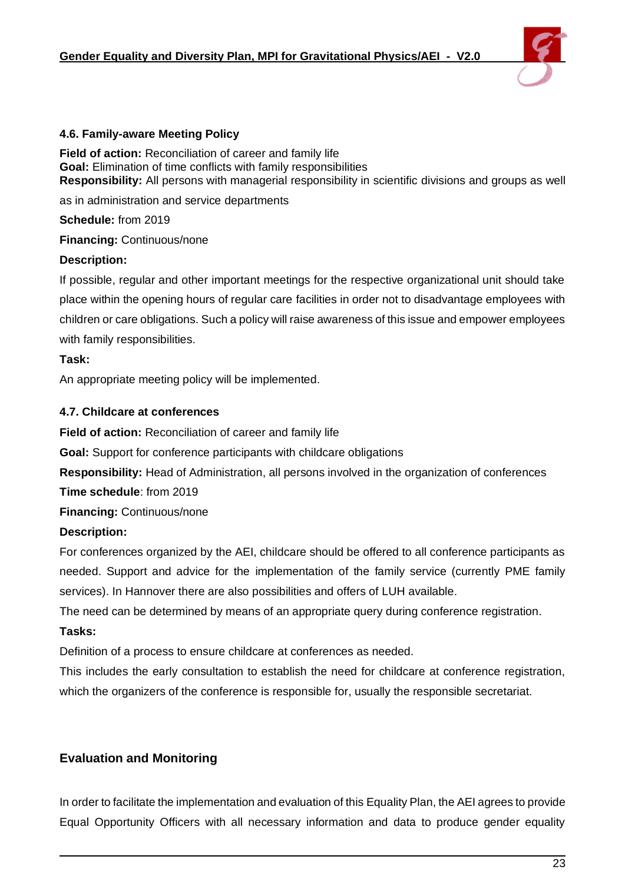### 4.6. Family-aware Meeting Policy

**Field of action:** Reconciliation of career and family life
**Goal:** Elimination of time conflicts with family responsibilities
**Responsibility:** All persons with managerial responsibility in scientific divisions and groups as well as in administration and service departments

**Schedule:** from 2019

**Financing:** Continuous/none

**Description:**

If possible, regular and other important meetings for the respective organizational unit should take place within the opening hours of regular care facilities in order not to disadvantage employees with children or care obligations. Such a policy will raise awareness of this issue and empower employees with family responsibilities.

**Task:**

An appropriate meeting policy will be implemented.

### 4.7. Childcare at conferences

**Field of action:** Reconciliation of career and family life

**Goal:** Support for conference participants with childcare obligations

**Responsibility:** Head of Administration, all persons involved in the organization of conferences

**Time schedule**: from 2019

**Financing:** Continuous/none

**Description:**

For conferences organized by the AEI, childcare should be offered to all conference participants as needed. Support and advice for the implementation of the family service (currently PME family services). In Hannover there are also possibilities and offers of LUH available.

The need can be determined by means of an appropriate query during conference registration.

**Tasks:**

Definition of a process to ensure childcare at conferences as needed.

This includes the early consultation to establish the need for childcare at conference registration, which the organizers of the conference is responsible for, usually the responsible secretariat.

## Evaluation and Monitoring

In order to facilitate the implementation and evaluation of this Equality Plan, the AEI agrees to provide Equal Opportunity Officers with all necessary information and data to produce gender equality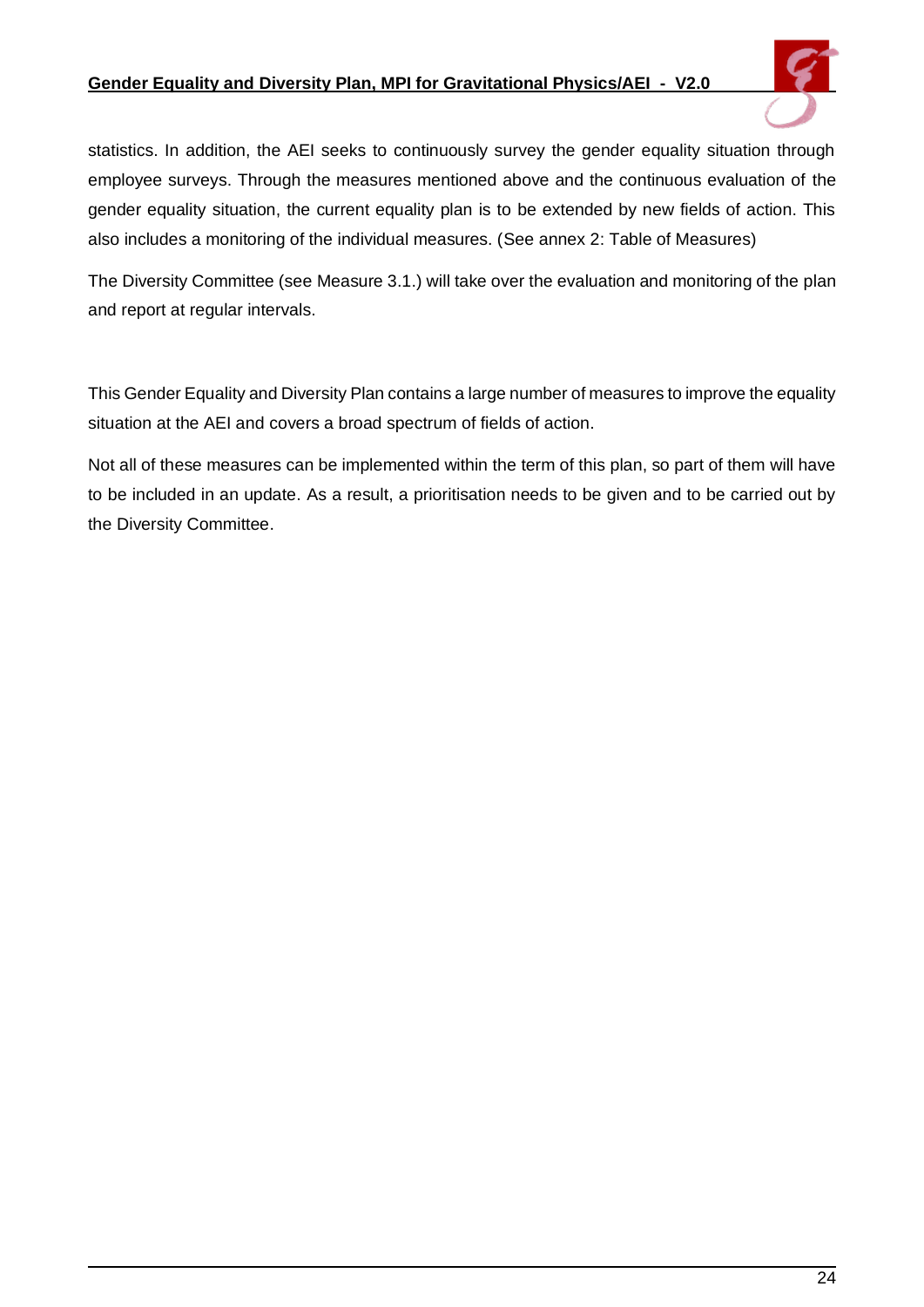statistics. In addition, the AEI seeks to continuously survey the gender equality situation through employee surveys. Through the measures mentioned above and the continuous evaluation of the gender equality situation, the current equality plan is to be extended by new fields of action. This also includes a monitoring of the individual measures. (See annex 2: Table of Measures)

The Diversity Committee (see Measure 3.1.) will take over the evaluation and monitoring of the plan and report at regular intervals.

This Gender Equality and Diversity Plan contains a large number of measures to improve the equality situation at the AEI and covers a broad spectrum of fields of action.

Not all of these measures can be implemented within the term of this plan, so part of them will have to be included in an update. As a result, a prioritisation needs to be given and to be carried out by the Diversity Committee.